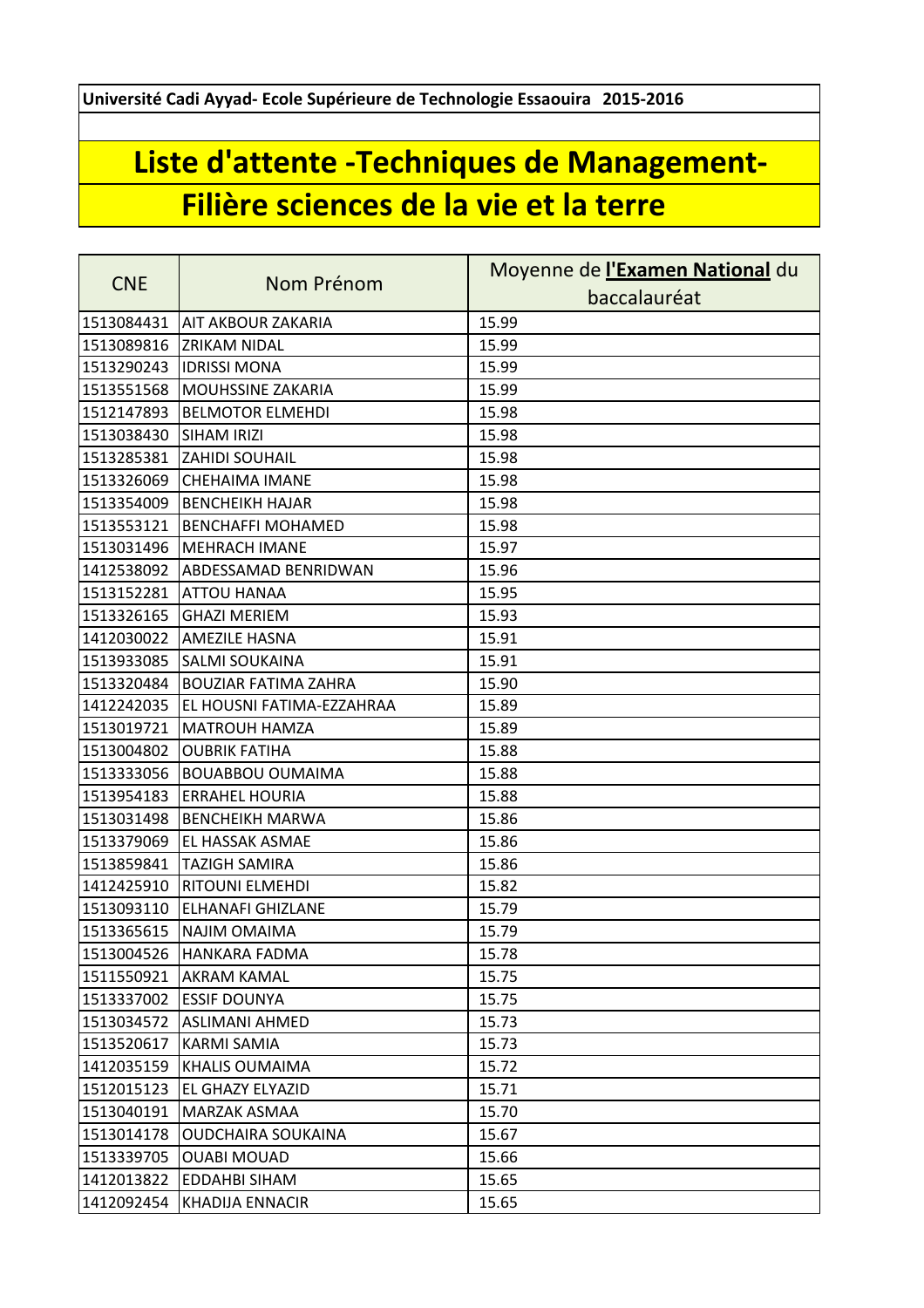**Université Cadi Ayyad- Ecole Supérieure de Technologie Essaouira 2015-2016**

# Liste d'attente -Techniques de Management-
# Filière sciences de la vie et la terre

| CNE | Nom Prénom | Moyenne de **l'Examen National** du baccalauréat |
|---|---|---|
| 1513084431 | AIT AKBOUR ZAKARIA | 15.99 |
| 1513089816 | ZRIKAM NIDAL | 15.99 |
| 1513290243 | IDRISSI MONA | 15.99 |
| 1513551568 | MOUHSSINE ZAKARIA | 15.99 |
| 1512147893 | BELMOTOR ELMEHDI | 15.98 |
| 1513038430 | SIHAM IRIZI | 15.98 |
| 1513285381 | ZAHIDI SOUHAIL | 15.98 |
| 1513326069 | CHEHAIMA IMANE | 15.98 |
| 1513354009 | BENCHEIKH HAJAR | 15.98 |
| 1513553121 | BENCHAFFI MOHAMED | 15.98 |
| 1513031496 | MEHRACH IMANE | 15.97 |
| 1412538092 | ABDESSAMAD BENRIDWAN | 15.96 |
| 1513152281 | ATTOU HANAA | 15.95 |
| 1513326165 | GHAZI MERIEM | 15.93 |
| 1412030022 | AMEZILE HASNA | 15.91 |
| 1513933085 | SALMI SOUKAINA | 15.91 |
| 1513320484 | BOUZIAR FATIMA ZAHRA | 15.90 |
| 1412242035 | EL HOUSNI FATIMA-EZZAHRAA | 15.89 |
| 1513019721 | MATROUH HAMZA | 15.89 |
| 1513004802 | OUBRIK FATIHA | 15.88 |
| 1513333056 | BOUABBOU OUMAIMA | 15.88 |
| 1513954183 | ERRAHEL HOURIA | 15.88 |
| 1513031498 | BENCHEIKH MARWA | 15.86 |
| 1513379069 | EL HASSAK ASMAE | 15.86 |
| 1513859841 | TAZIGH SAMIRA | 15.86 |
| 1412425910 | RITOUNI ELMEHDI | 15.82 |
| 1513093110 | ELHANAFI GHIZLANE | 15.79 |
| 1513365615 | NAJIM OMAIMA | 15.79 |
| 1513004526 | HANKARA FADMA | 15.78 |
| 1511550921 | AKRAM KAMAL | 15.75 |
| 1513337002 | ESSIF DOUNYA | 15.75 |
| 1513034572 | ASLIMANI AHMED | 15.73 |
| 1513520617 | KARMI SAMIA | 15.73 |
| 1412035159 | KHALIS OUMAIMA | 15.72 |
| 1512015123 | EL GHAZY ELYAZID | 15.71 |
| 1513040191 | MARZAK ASMAA | 15.70 |
| 1513014178 | OUDCHAIRA SOUKAINA | 15.67 |
| 1513339705 | OUABI MOUAD | 15.66 |
| 1412013822 | EDDAHBI SIHAM | 15.65 |
| 1412092454 | KHADIJA ENNACIR | 15.65 |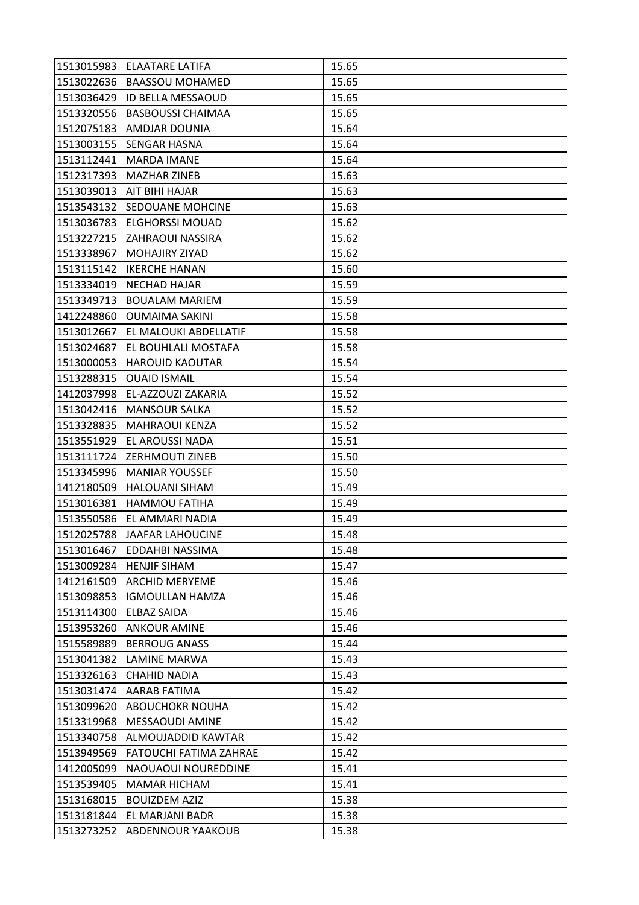| | | |
|---|---|---|
| 1513015983 | ELAATARE LATIFA | 15.65 |
| 1513022636 | BAASSOU MOHAMED | 15.65 |
| 1513036429 | ID BELLA MESSAOUD | 15.65 |
| 1513320556 | BASBOUSSI CHAIMAA | 15.65 |
| 1512075183 | AMDJAR DOUNIA | 15.64 |
| 1513003155 | SENGAR HASNA | 15.64 |
| 1513112441 | MARDA IMANE | 15.64 |
| 1512317393 | MAZHAR ZINEB | 15.63 |
| 1513039013 | AIT BIHI HAJAR | 15.63 |
| 1513543132 | SEDOUANE MOHCINE | 15.63 |
| 1513036783 | ELGHORSSI MOUAD | 15.62 |
| 1513227215 | ZAHRAOUI NASSIRA | 15.62 |
| 1513338967 | MOHAJIRY ZIYAD | 15.62 |
| 1513115142 | IKERCHE HANAN | 15.60 |
| 1513334019 | NECHAD HAJAR | 15.59 |
| 1513349713 | BOUALAM MARIEM | 15.59 |
| 1412248860 | OUMAIMA SAKINI | 15.58 |
| 1513012667 | EL MALOUKI ABDELLATIF | 15.58 |
| 1513024687 | EL BOUHLALI MOSTAFA | 15.58 |
| 1513000053 | HAROUID KAOUTAR | 15.54 |
| 1513288315 | OUAID ISMAIL | 15.54 |
| 1412037998 | EL-AZZOUZI ZAKARIA | 15.52 |
| 1513042416 | MANSOUR SALKA | 15.52 |
| 1513328835 | MAHRAOUI KENZA | 15.52 |
| 1513551929 | EL AROUSSI NADA | 15.51 |
| 1513111724 | ZERHMOUTI ZINEB | 15.50 |
| 1513345996 | MANIAR YOUSSEF | 15.50 |
| 1412180509 | HALOUANI SIHAM | 15.49 |
| 1513016381 | HAMMOU FATIHA | 15.49 |
| 1513550586 | EL AMMARI NADIA | 15.49 |
| 1512025788 | JAAFAR LAHOUCINE | 15.48 |
| 1513016467 | EDDAHBI NASSIMA | 15.48 |
| 1513009284 | HENJIF SIHAM | 15.47 |
| 1412161509 | ARCHID MERYEME | 15.46 |
| 1513098853 | IGMOULLAN HAMZA | 15.46 |
| 1513114300 | ELBAZ SAIDA | 15.46 |
| 1513953260 | ANKOUR AMINE | 15.46 |
| 1515589889 | BERROUG ANASS | 15.44 |
| 1513041382 | LAMINE MARWA | 15.43 |
| 1513326163 | CHAHID NADIA | 15.43 |
| 1513031474 | AARAB FATIMA | 15.42 |
| 1513099620 | ABOUCHOKR NOUHA | 15.42 |
| 1513319968 | MESSAOUDI AMINE | 15.42 |
| 1513340758 | ALMOUJADDID KAWTAR | 15.42 |
| 1513949569 | FATOUCHI FATIMA ZAHRAE | 15.42 |
| 1412005099 | NAOUAOUI NOUREDDINE | 15.41 |
| 1513539405 | MAMAR HICHAM | 15.41 |
| 1513168015 | BOUIZDEM AZIZ | 15.38 |
| 1513181844 | EL MARJANI BADR | 15.38 |
| 1513273252 | ABDENNOUR YAAKOUB | 15.38 |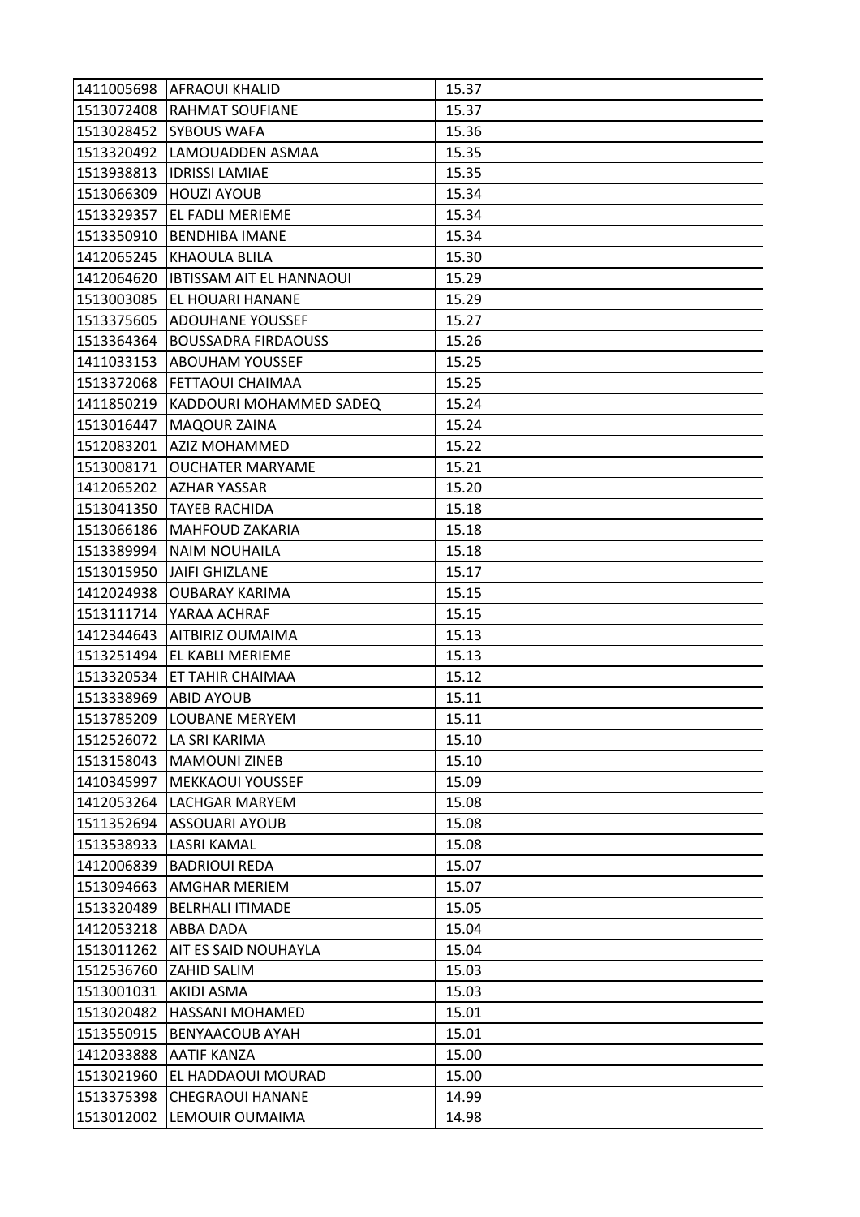| | | |
|---|---|---|
| 1411005698 | AFRAOUI KHALID | 15.37 |
| 1513072408 | RAHMAT SOUFIANE | 15.37 |
| 1513028452 | SYBOUS WAFA | 15.36 |
| 1513320492 | LAMOUADDEN ASMAA | 15.35 |
| 1513938813 | IDRISSI LAMIAE | 15.35 |
| 1513066309 | HOUZI AYOUB | 15.34 |
| 1513329357 | EL FADLI MERIEME | 15.34 |
| 1513350910 | BENDHIBA IMANE | 15.34 |
| 1412065245 | KHAOULA BLILA | 15.30 |
| 1412064620 | IBTISSAM AIT EL HANNAOUI | 15.29 |
| 1513003085 | EL HOUARI HANANE | 15.29 |
| 1513375605 | ADOUHANE YOUSSEF | 15.27 |
| 1513364364 | BOUSSADRA FIRDAOUSS | 15.26 |
| 1411033153 | ABOUHAM YOUSSEF | 15.25 |
| 1513372068 | FETTAOUI CHAIMAA | 15.25 |
| 1411850219 | KADDOURI MOHAMMED SADEQ | 15.24 |
| 1513016447 | MAQOUR ZAINA | 15.24 |
| 1512083201 | AZIZ MOHAMMED | 15.22 |
| 1513008171 | OUCHATER MARYAME | 15.21 |
| 1412065202 | AZHAR YASSAR | 15.20 |
| 1513041350 | TAYEB RACHIDA | 15.18 |
| 1513066186 | MAHFOUD ZAKARIA | 15.18 |
| 1513389994 | NAIM NOUHAILA | 15.18 |
| 1513015950 | JAIFI GHIZLANE | 15.17 |
| 1412024938 | OUBARAY KARIMA | 15.15 |
| 1513111714 | YARAA ACHRAF | 15.15 |
| 1412344643 | AITBIRIZ OUMAIMA | 15.13 |
| 1513251494 | EL KABLI MERIEME | 15.13 |
| 1513320534 | ET TAHIR CHAIMAA | 15.12 |
| 1513338969 | ABID AYOUB | 15.11 |
| 1513785209 | LOUBANE MERYEM | 15.11 |
| 1512526072 | LA SRI KARIMA | 15.10 |
| 1513158043 | MAMOUNI ZINEB | 15.10 |
| 1410345997 | MEKKAOUI YOUSSEF | 15.09 |
| 1412053264 | LACHGAR MARYEM | 15.08 |
| 1511352694 | ASSOUARI AYOUB | 15.08 |
| 1513538933 | LASRI KAMAL | 15.08 |
| 1412006839 | BADRIOUI REDA | 15.07 |
| 1513094663 | AMGHAR MERIEM | 15.07 |
| 1513320489 | BELRHALI ITIMADE | 15.05 |
| 1412053218 | ABBA DADA | 15.04 |
| 1513011262 | AIT ES SAID NOUHAYLA | 15.04 |
| 1512536760 | ZAHID SALIM | 15.03 |
| 1513001031 | AKIDI ASMA | 15.03 |
| 1513020482 | HASSANI MOHAMED | 15.01 |
| 1513550915 | BENYAACOUB AYAH | 15.01 |
| 1412033888 | AATIF KANZA | 15.00 |
| 1513021960 | EL HADDAOUI MOURAD | 15.00 |
| 1513375398 | CHEGRAOUI HANANE | 14.99 |
| 1513012002 | LEMOUIR OUMAIMA | 14.98 |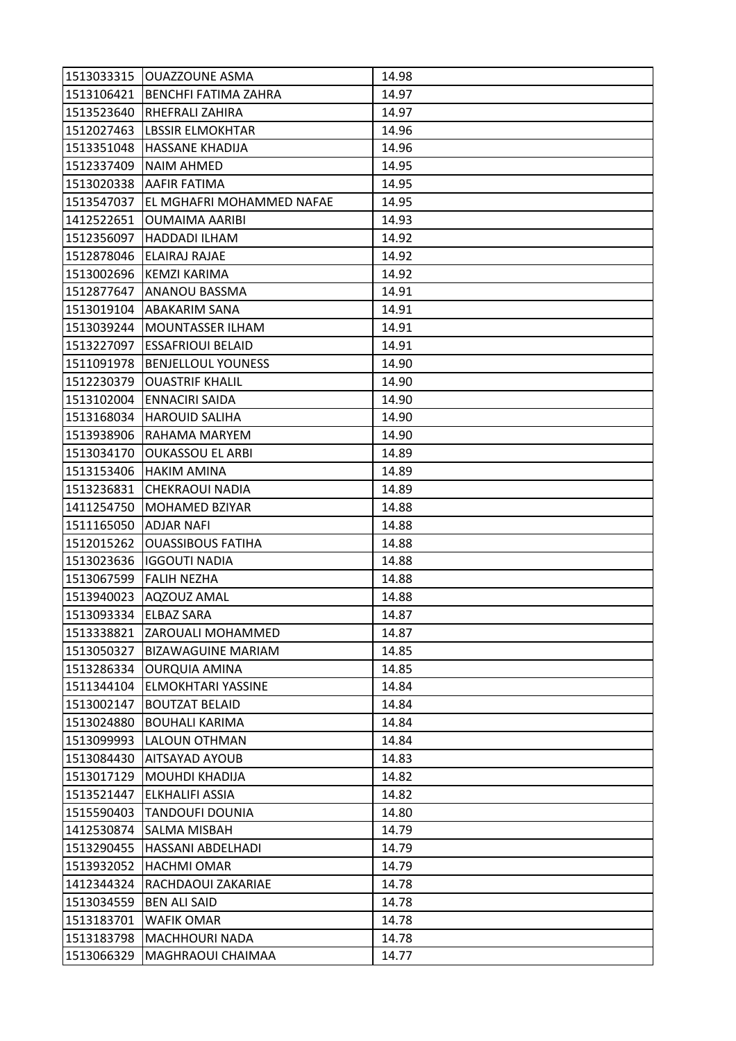| 1513033315 | OUAZZOUNE ASMA | 14.98 |
|---|---|---|
| 1513106421 | BENCHFI FATIMA ZAHRA | 14.97 |
| 1513523640 | RHEFRALI ZAHIRA | 14.97 |
| 1512027463 | LBSSIR ELMOKHTAR | 14.96 |
| 1513351048 | HASSANE KHADIJA | 14.96 |
| 1512337409 | NAIM AHMED | 14.95 |
| 1513020338 | AAFIR FATIMA | 14.95 |
| 1513547037 | EL MGHAFRI MOHAMMED NAFAE | 14.95 |
| 1412522651 | OUMAIMA AARIBI | 14.93 |
| 1512356097 | HADDADI ILHAM | 14.92 |
| 1512878046 | ELAIRAJ RAJAE | 14.92 |
| 1513002696 | KEMZI KARIMA | 14.92 |
| 1512877647 | ANANOU BASSMA | 14.91 |
| 1513019104 | ABAKARIM SANA | 14.91 |
| 1513039244 | MOUNTASSER ILHAM | 14.91 |
| 1513227097 | ESSAFRIOUI BELAID | 14.91 |
| 1511091978 | BENJELLOUL YOUNESS | 14.90 |
| 1512230379 | OUASTRIF KHALIL | 14.90 |
| 1513102004 | ENNACIRI SAIDA | 14.90 |
| 1513168034 | HAROUID SALIHA | 14.90 |
| 1513938906 | RAHAMA MARYEM | 14.90 |
| 1513034170 | OUKASSOU EL ARBI | 14.89 |
| 1513153406 | HAKIM AMINA | 14.89 |
| 1513236831 | CHEKRAOUI NADIA | 14.89 |
| 1411254750 | MOHAMED BZIYAR | 14.88 |
| 1511165050 | ADJAR NAFI | 14.88 |
| 1512015262 | OUASSIBOUS FATIHA | 14.88 |
| 1513023636 | IGGOUTI NADIA | 14.88 |
| 1513067599 | FALIH NEZHA | 14.88 |
| 1513940023 | AQZOUZ AMAL | 14.88 |
| 1513093334 | ELBAZ SARA | 14.87 |
| 1513338821 | ZAROUALI MOHAMMED | 14.87 |
| 1513050327 | BIZAWAGUINE MARIAM | 14.85 |
| 1513286334 | OURQUIA AMINA | 14.85 |
| 1511344104 | ELMOKHTARI YASSINE | 14.84 |
| 1513002147 | BOUTZAT BELAID | 14.84 |
| 1513024880 | BOUHALI KARIMA | 14.84 |
| 1513099993 | LALOUN OTHMAN | 14.84 |
| 1513084430 | AITSAYAD AYOUB | 14.83 |
| 1513017129 | MOUHDI KHADIJA | 14.82 |
| 1513521447 | ELKHALIFI ASSIA | 14.82 |
| 1515590403 | TANDOUFI DOUNIA | 14.80 |
| 1412530874 | SALMA MISBAH | 14.79 |
| 1513290455 | HASSANI ABDELHADI | 14.79 |
| 1513932052 | HACHMI OMAR | 14.79 |
| 1412344324 | RACHDAOUI ZAKARIAE | 14.78 |
| 1513034559 | BEN ALI SAID | 14.78 |
| 1513183701 | WAFIK OMAR | 14.78 |
| 1513183798 | MACHHOURI NADA | 14.78 |
| 1513066329 | MAGHRAOUI CHAIMAA | 14.77 |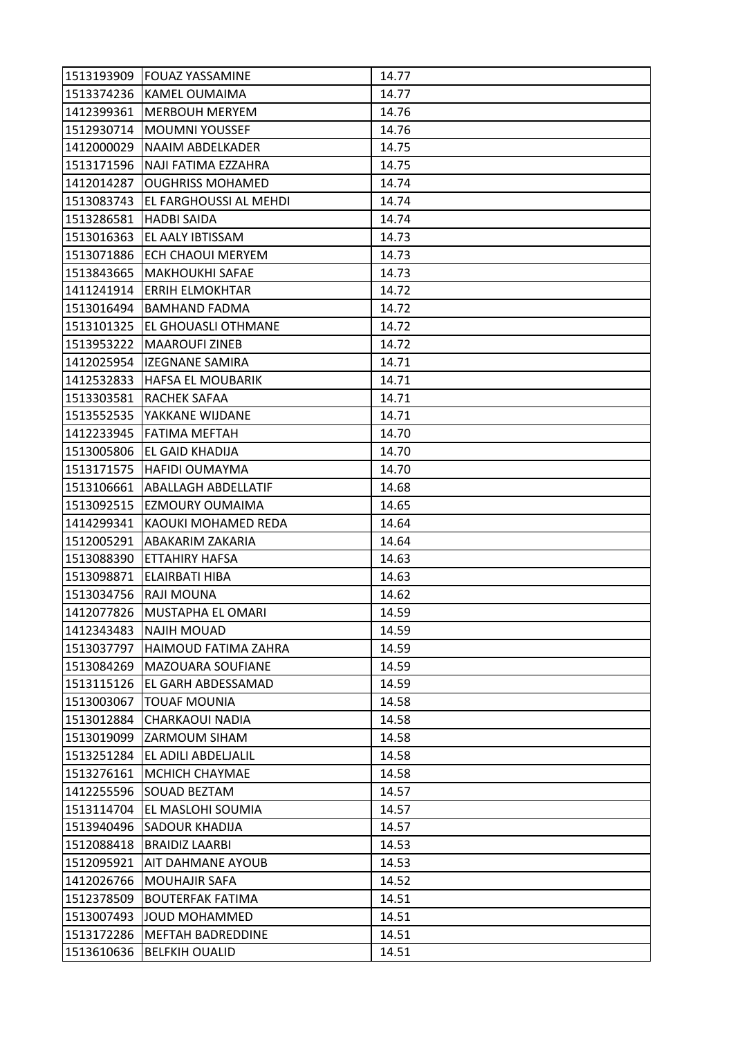| 1513193909 | FOUAZ YASSAMINE | 14.77 |
|---|---|---|
| 1513374236 | KAMEL OUMAIMA | 14.77 |
| 1412399361 | MERBOUH MERYEM | 14.76 |
| 1512930714 | MOUMNI YOUSSEF | 14.76 |
| 1412000029 | NAAIM ABDELKADER | 14.75 |
| 1513171596 | NAJI FATIMA EZZAHRA | 14.75 |
| 1412014287 | OUGHRISS MOHAMED | 14.74 |
| 1513083743 | EL FARGHOUSSI AL MEHDI | 14.74 |
| 1513286581 | HADBI SAIDA | 14.74 |
| 1513016363 | EL AALY IBTISSAM | 14.73 |
| 1513071886 | ECH CHAOUI MERYEM | 14.73 |
| 1513843665 | MAKHOUKHI SAFAE | 14.73 |
| 1411241914 | ERRIH ELMOKHTAR | 14.72 |
| 1513016494 | BAMHAND FADMA | 14.72 |
| 1513101325 | EL GHOUASLI OTHMANE | 14.72 |
| 1513953222 | MAAROUFI ZINEB | 14.72 |
| 1412025954 | IZEGNANE SAMIRA | 14.71 |
| 1412532833 | HAFSA EL MOUBARIK | 14.71 |
| 1513303581 | RACHEK SAFAA | 14.71 |
| 1513552535 | YAKKANE WIJDANE | 14.71 |
| 1412233945 | FATIMA MEFTAH | 14.70 |
| 1513005806 | EL GAID KHADIJA | 14.70 |
| 1513171575 | HAFIDI OUMAYMA | 14.70 |
| 1513106661 | ABALLAGH ABDELLATIF | 14.68 |
| 1513092515 | EZMOURY OUMAIMA | 14.65 |
| 1414299341 | KAOUKI MOHAMED REDA | 14.64 |
| 1512005291 | ABAKARIM ZAKARIA | 14.64 |
| 1513088390 | ETTAHIRY HAFSA | 14.63 |
| 1513098871 | ELAIRBATI HIBA | 14.63 |
| 1513034756 | RAJI MOUNA | 14.62 |
| 1412077826 | MUSTAPHA EL OMARI | 14.59 |
| 1412343483 | NAJIH MOUAD | 14.59 |
| 1513037797 | HAIMOUD FATIMA ZAHRA | 14.59 |
| 1513084269 | MAZOUARA SOUFIANE | 14.59 |
| 1513115126 | EL GARH ABDESSAMAD | 14.59 |
| 1513003067 | TOUAF MOUNIA | 14.58 |
| 1513012884 | CHARKAOUI NADIA | 14.58 |
| 1513019099 | ZARMOUM SIHAM | 14.58 |
| 1513251284 | EL ADILI ABDELJALIL | 14.58 |
| 1513276161 | MCHICH CHAYMAE | 14.58 |
| 1412255596 | SOUAD BEZTAM | 14.57 |
| 1513114704 | EL MASLOHI SOUMIA | 14.57 |
| 1513940496 | SADOUR KHADIJA | 14.57 |
| 1512088418 | BRAIDIZ LAARBI | 14.53 |
| 1512095921 | AIT DAHMANE AYOUB | 14.53 |
| 1412026766 | MOUHAJIR SAFA | 14.52 |
| 1512378509 | BOUTERFAK FATIMA | 14.51 |
| 1513007493 | JOUD MOHAMMED | 14.51 |
| 1513172286 | MEFTAH BADREDDINE | 14.51 |
| 1513610636 | BELFKIH OUALID | 14.51 |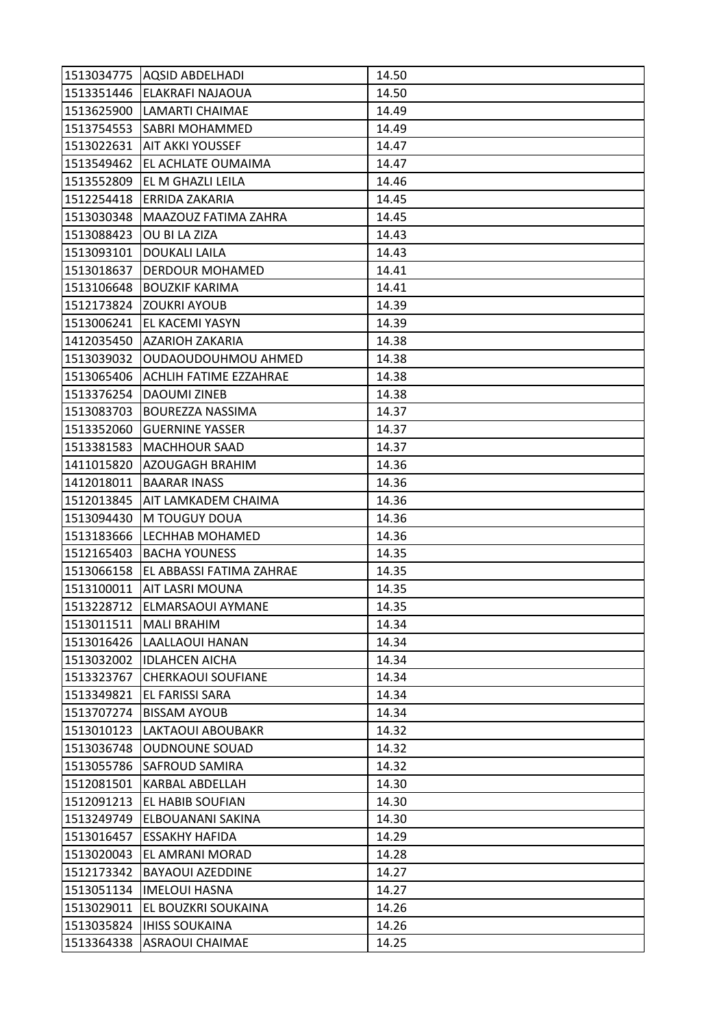| | | |
|---|---|---|
| 1513034775 | AQSID ABDELHADI | 14.50 |
| 1513351446 | ELAKRAFI NAJAOUA | 14.50 |
| 1513625900 | LAMARTI CHAIMAE | 14.49 |
| 1513754553 | SABRI MOHAMMED | 14.49 |
| 1513022631 | AIT AKKI YOUSSEF | 14.47 |
| 1513549462 | EL ACHLATE OUMAIMA | 14.47 |
| 1513552809 | EL M GHAZLI LEILA | 14.46 |
| 1512254418 | ERRIDA ZAKARIA | 14.45 |
| 1513030348 | MAAZOUZ FATIMA ZAHRA | 14.45 |
| 1513088423 | OU BI LA ZIZA | 14.43 |
| 1513093101 | DOUKALI LAILA | 14.43 |
| 1513018637 | DERDOUR MOHAMED | 14.41 |
| 1513106648 | BOUZKIF KARIMA | 14.41 |
| 1512173824 | ZOUKRI AYOUB | 14.39 |
| 1513006241 | EL KACEMI YASYN | 14.39 |
| 1412035450 | AZARIOH ZAKARIA | 14.38 |
| 1513039032 | OUDAOUDOUHMOU AHMED | 14.38 |
| 1513065406 | ACHLIH FATIME EZZAHRAE | 14.38 |
| 1513376254 | DAOUMI ZINEB | 14.38 |
| 1513083703 | BOUREZZA NASSIMA | 14.37 |
| 1513352060 | GUERNINE YASSER | 14.37 |
| 1513381583 | MACHHOUR SAAD | 14.37 |
| 1411015820 | AZOUGAGH BRAHIM | 14.36 |
| 1412018011 | BAARAR INASS | 14.36 |
| 1512013845 | AIT LAMKADEM CHAIMA | 14.36 |
| 1513094430 | M TOUGUY DOUA | 14.36 |
| 1513183666 | LECHHAB MOHAMED | 14.36 |
| 1512165403 | BACHA YOUNESS | 14.35 |
| 1513066158 | EL ABBASSI FATIMA ZAHRAE | 14.35 |
| 1513100011 | AIT LASRI MOUNA | 14.35 |
| 1513228712 | ELMARSAOUI AYMANE | 14.35 |
| 1513011511 | MALI BRAHIM | 14.34 |
| 1513016426 | LAALLAOUI HANAN | 14.34 |
| 1513032002 | IDLAHCEN AICHA | 14.34 |
| 1513323767 | CHERKAOUI SOUFIANE | 14.34 |
| 1513349821 | EL FARISSI SARA | 14.34 |
| 1513707274 | BISSAM AYOUB | 14.34 |
| 1513010123 | LAKTAOUI ABOUBAKR | 14.32 |
| 1513036748 | OUDNOUNE SOUAD | 14.32 |
| 1513055786 | SAFROUD SAMIRA | 14.32 |
| 1512081501 | KARBAL ABDELLAH | 14.30 |
| 1512091213 | EL HABIB SOUFIAN | 14.30 |
| 1513249749 | ELBOUANANI SAKINA | 14.30 |
| 1513016457 | ESSAKHY HAFIDA | 14.29 |
| 1513020043 | EL AMRANI MORAD | 14.28 |
| 1512173342 | BAYAOUI AZEDDINE | 14.27 |
| 1513051134 | IMELOUI HASNA | 14.27 |
| 1513029011 | EL BOUZKRI SOUKAINA | 14.26 |
| 1513035824 | IHISS SOUKAINA | 14.26 |
| 1513364338 | ASRAOUI CHAIMAE | 14.25 |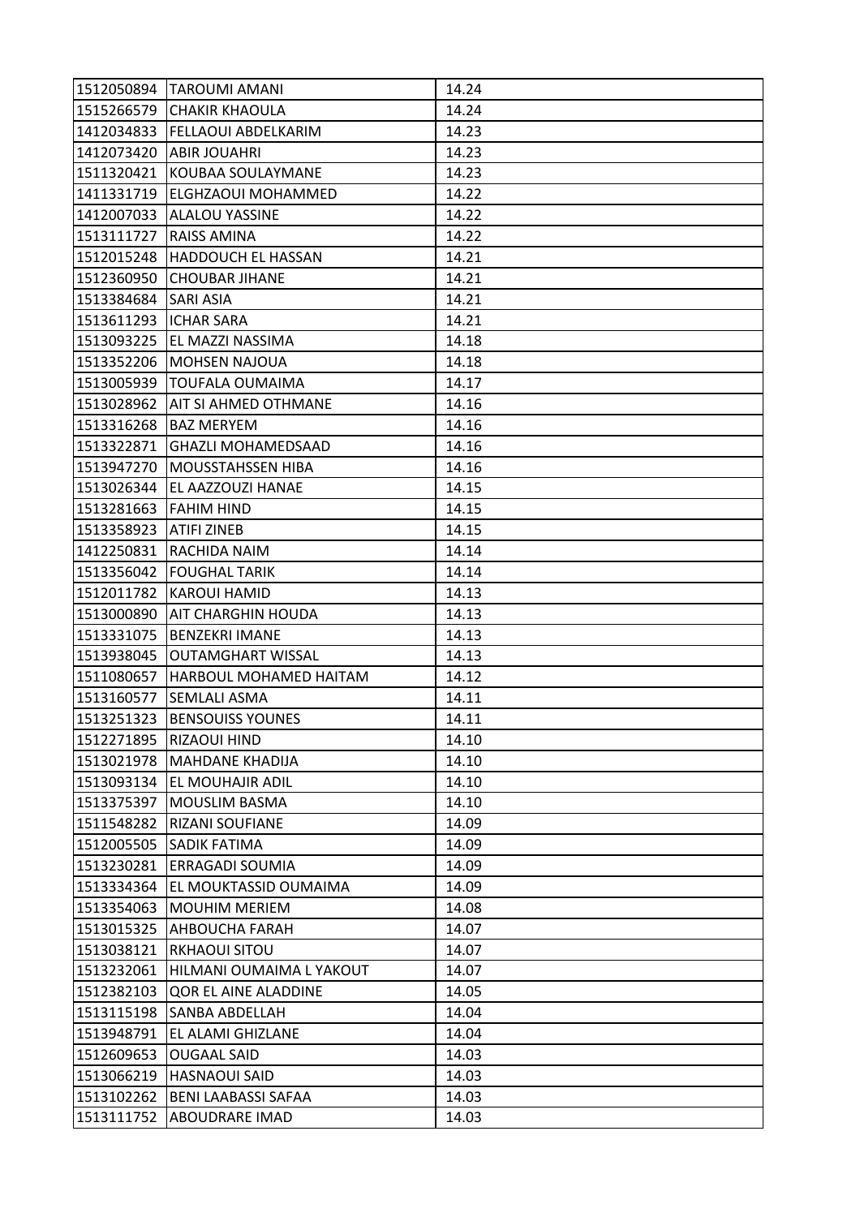| | | |
|---|---|---|
| 1512050894 | TAROUMI AMANI | 14.24 |
| 1515266579 | CHAKIR KHAOULA | 14.24 |
| 1412034833 | FELLAOUI ABDELKARIM | 14.23 |
| 1412073420 | ABIR JOUAHRI | 14.23 |
| 1511320421 | KOUBAA SOULAYMANE | 14.23 |
| 1411331719 | ELGHZAOUI MOHAMMED | 14.22 |
| 1412007033 | ALALOU YASSINE | 14.22 |
| 1513111727 | RAISS AMINA | 14.22 |
| 1512015248 | HADDOUCH EL HASSAN | 14.21 |
| 1512360950 | CHOUBAR JIHANE | 14.21 |
| 1513384684 | SARI ASIA | 14.21 |
| 1513611293 | ICHAR SARA | 14.21 |
| 1513093225 | EL MAZZI NASSIMA | 14.18 |
| 1513352206 | MOHSEN NAJOUA | 14.18 |
| 1513005939 | TOUFALA OUMAIMA | 14.17 |
| 1513028962 | AIT SI AHMED OTHMANE | 14.16 |
| 1513316268 | BAZ MERYEM | 14.16 |
| 1513322871 | GHAZLI MOHAMEDSAAD | 14.16 |
| 1513947270 | MOUSSTAHSSEN HIBA | 14.16 |
| 1513026344 | EL AAZZOUZI HANAE | 14.15 |
| 1513281663 | FAHIM HIND | 14.15 |
| 1513358923 | ATIFI ZINEB | 14.15 |
| 1412250831 | RACHIDA NAIM | 14.14 |
| 1513356042 | FOUGHAL TARIK | 14.14 |
| 1512011782 | KAROUI HAMID | 14.13 |
| 1513000890 | AIT CHARGHIN HOUDA | 14.13 |
| 1513331075 | BENZEKRI IMANE | 14.13 |
| 1513938045 | OUTAMGHART WISSAL | 14.13 |
| 1511080657 | HARBOUL MOHAMED HAITAM | 14.12 |
| 1513160577 | SEMLALI ASMA | 14.11 |
| 1513251323 | BENSOUISS YOUNES | 14.11 |
| 1512271895 | RIZAOUI HIND | 14.10 |
| 1513021978 | MAHDANE KHADIJA | 14.10 |
| 1513093134 | EL MOUHAJIR ADIL | 14.10 |
| 1513375397 | MOUSLIM BASMA | 14.10 |
| 1511548282 | RIZANI SOUFIANE | 14.09 |
| 1512005505 | SADIK FATIMA | 14.09 |
| 1513230281 | ERRAGADI SOUMIA | 14.09 |
| 1513334364 | EL MOUKTASSID OUMAIMA | 14.09 |
| 1513354063 | MOUHIM MERIEM | 14.08 |
| 1513015325 | AHBOUCHA FARAH | 14.07 |
| 1513038121 | RKHAOUI SITOU | 14.07 |
| 1513232061 | HILMANI OUMAIMA L YAKOUT | 14.07 |
| 1512382103 | QOR EL AINE ALADDINE | 14.05 |
| 1513115198 | SANBA ABDELLAH | 14.04 |
| 1513948791 | EL ALAMI GHIZLANE | 14.04 |
| 1512609653 | OUGAAL SAID | 14.03 |
| 1513066219 | HASNAOUI SAID | 14.03 |
| 1513102262 | BENI LAABASSI SAFAA | 14.03 |
| 1513111752 | ABOUDRARE IMAD | 14.03 |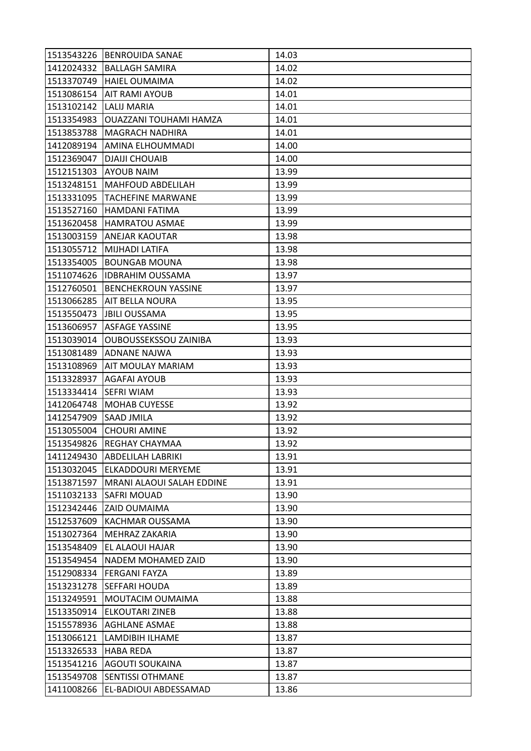| | | |
|---|---|---|
| 1513543226 | BENROUIDA SANAE | 14.03 |
| 1412024332 | BALLAGH SAMIRA | 14.02 |
| 1513370749 | HAIEL OUMAIMA | 14.02 |
| 1513086154 | AIT RAMI AYOUB | 14.01 |
| 1513102142 | LALIJ MARIA | 14.01 |
| 1513354983 | OUAZZANI TOUHAMI HAMZA | 14.01 |
| 1513853788 | MAGRACH NADHIRA | 14.01 |
| 1412089194 | AMINA ELHOUMMADI | 14.00 |
| 1512369047 | DJAIJI CHOUAIB | 14.00 |
| 1512151303 | AYOUB NAIM | 13.99 |
| 1513248151 | MAHFOUD ABDELILAH | 13.99 |
| 1513331095 | TACHEFINE MARWANE | 13.99 |
| 1513527160 | HAMDANI FATIMA | 13.99 |
| 1513620458 | HAMRATOU ASMAE | 13.99 |
| 1513003159 | ANEJAR KAOUTAR | 13.98 |
| 1513055712 | MIJHADI LATIFA | 13.98 |
| 1513354005 | BOUNGAB MOUNA | 13.98 |
| 1511074626 | IDBRAHIM OUSSAMA | 13.97 |
| 1512760501 | BENCHEKROUN YASSINE | 13.97 |
| 1513066285 | AIT BELLA NOURA | 13.95 |
| 1513550473 | JBILI OUSSAMA | 13.95 |
| 1513606957 | ASFAGE YASSINE | 13.95 |
| 1513039014 | OUBOUSSEKSSOU ZAINIBA | 13.93 |
| 1513081489 | ADNANE NAJWA | 13.93 |
| 1513108969 | AIT MOULAY MARIAM | 13.93 |
| 1513328937 | AGAFAI AYOUB | 13.93 |
| 1513334414 | SEFRI WIAM | 13.93 |
| 1412064748 | MOHAB CUYESSE | 13.92 |
| 1412547909 | SAAD JMILA | 13.92 |
| 1513055004 | CHOURI AMINE | 13.92 |
| 1513549826 | REGHAY CHAYMAA | 13.92 |
| 1411249430 | ABDELILAH LABRIKI | 13.91 |
| 1513032045 | ELKADDOURI MERYEME | 13.91 |
| 1513871597 | MRANI ALAOUI SALAH EDDINE | 13.91 |
| 1511032133 | SAFRI MOUAD | 13.90 |
| 1512342446 | ZAID OUMAIMA | 13.90 |
| 1512537609 | KACHMAR OUSSAMA | 13.90 |
| 1513027364 | MEHRAZ ZAKARIA | 13.90 |
| 1513548409 | EL ALAOUI HAJAR | 13.90 |
| 1513549454 | NADEM MOHAMED ZAID | 13.90 |
| 1512908334 | FERGANI FAYZA | 13.89 |
| 1513231278 | SEFFARI HOUDA | 13.89 |
| 1513249591 | MOUTACIM OUMAIMA | 13.88 |
| 1513350914 | ELKOUTARI ZINEB | 13.88 |
| 1515578936 | AGHLANE ASMAE | 13.88 |
| 1513066121 | LAMDIBIH ILHAME | 13.87 |
| 1513326533 | HABA REDA | 13.87 |
| 1513541216 | AGOUTI SOUKAINA | 13.87 |
| 1513549708 | SENTISSI OTHMANE | 13.87 |
| 1411008266 | EL-BADIOUI ABDESSAMAD | 13.86 |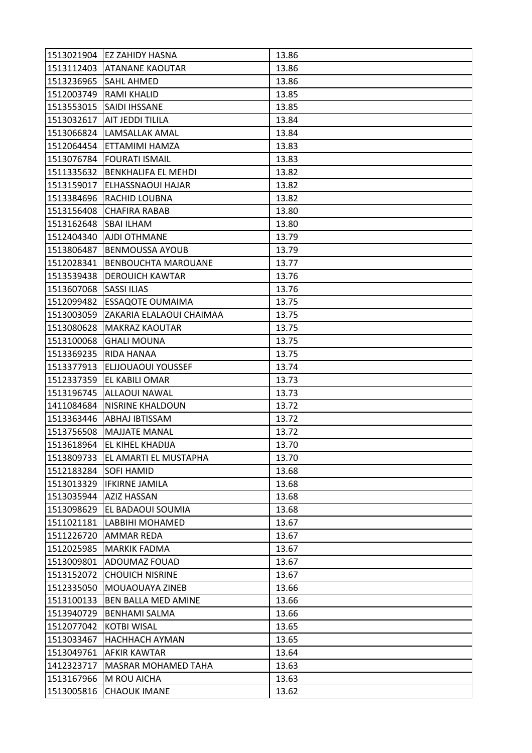| | | |
|---|---|---|
| 1513021904 | EZ ZAHIDY HASNA | 13.86 |
| 1513112403 | ATANANE KAOUTAR | 13.86 |
| 1513236965 | SAHL AHMED | 13.86 |
| 1512003749 | RAMI KHALID | 13.85 |
| 1513553015 | SAIDI IHSSANE | 13.85 |
| 1513032617 | AIT JEDDI TILILA | 13.84 |
| 1513066824 | LAMSALLAK AMAL | 13.84 |
| 1512064454 | ETTAMIMI HAMZA | 13.83 |
| 1513076784 | FOURATI ISMAIL | 13.83 |
| 1511335632 | BENKHALIFA EL MEHDI | 13.82 |
| 1513159017 | ELHASSNAOUI HAJAR | 13.82 |
| 1513384696 | RACHID LOUBNA | 13.82 |
| 1513156408 | CHAFIRA RABAB | 13.80 |
| 1513162648 | SBAI ILHAM | 13.80 |
| 1512404340 | AJDI OTHMANE | 13.79 |
| 1513806487 | BENMOUSSA AYOUB | 13.79 |
| 1512028341 | BENBOUCHTA MAROUANE | 13.77 |
| 1513539438 | DEROUICH KAWTAR | 13.76 |
| 1513607068 | SASSI ILIAS | 13.76 |
| 1512099482 | ESSAQOTE OUMAIMA | 13.75 |
| 1513003059 | ZAKARIA ELALAOUI CHAIMAA | 13.75 |
| 1513080628 | MAKRAZ KAOUTAR | 13.75 |
| 1513100068 | GHALI MOUNA | 13.75 |
| 1513369235 | RIDA HANAA | 13.75 |
| 1513377913 | ELJJOUAOUI YOUSSEF | 13.74 |
| 1512337359 | EL KABILI OMAR | 13.73 |
| 1513196745 | ALLAOUI NAWAL | 13.73 |
| 1411084684 | NISRINE KHALDOUN | 13.72 |
| 1513363446 | ABHAJ IBTISSAM | 13.72 |
| 1513756508 | MAJJATE MANAL | 13.72 |
| 1513618964 | EL KIHEL KHADIJA | 13.70 |
| 1513809733 | EL AMARTI EL MUSTAPHA | 13.70 |
| 1512183284 | SOFI HAMID | 13.68 |
| 1513013329 | IFKIRNE JAMILA | 13.68 |
| 1513035944 | AZIZ HASSAN | 13.68 |
| 1513098629 | EL BADAOUI SOUMIA | 13.68 |
| 1511021181 | LABBIHI MOHAMED | 13.67 |
| 1511226720 | AMMAR REDA | 13.67 |
| 1512025985 | MARKIK FADMA | 13.67 |
| 1513009801 | ADOUMAZ FOUAD | 13.67 |
| 1513152072 | CHOUICH NISRINE | 13.67 |
| 1512335050 | MOUAOUAYA ZINEB | 13.66 |
| 1513100133 | BEN BALLA MED AMINE | 13.66 |
| 1513940729 | BENHAMI SALMA | 13.66 |
| 1512077042 | KOTBI WISAL | 13.65 |
| 1513033467 | HACHHACH AYMAN | 13.65 |
| 1513049761 | AFKIR KAWTAR | 13.64 |
| 1412323717 | MASRAR MOHAMED TAHA | 13.63 |
| 1513167966 | M ROU AICHA | 13.63 |
| 1513005816 | CHAOUK IMANE | 13.62 |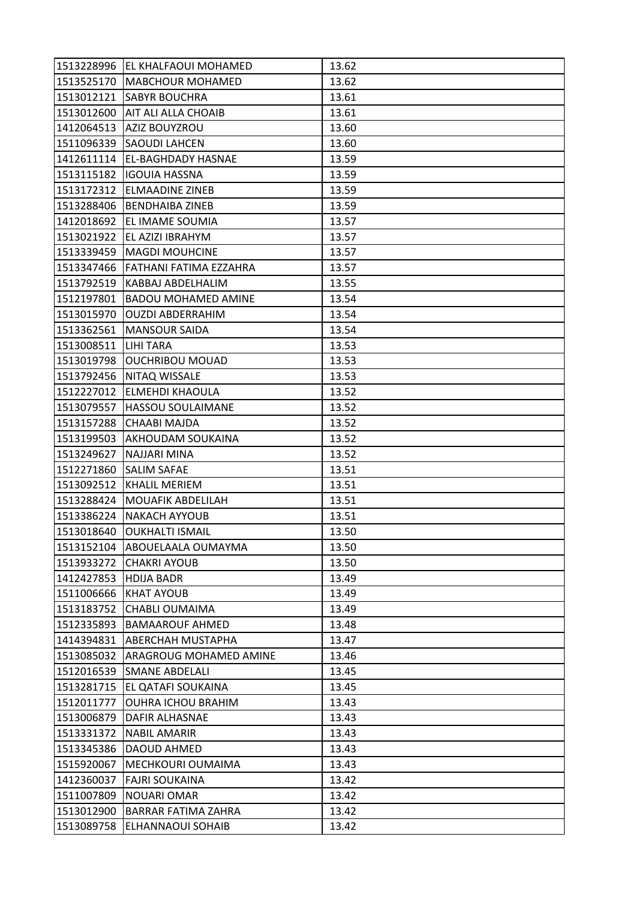| 1513228996 | EL KHALFAOUI MOHAMED | 13.62 |
|---|---|---|
| 1513525170 | MABCHOUR MOHAMED | 13.62 |
| 1513012121 | SABYR BOUCHRA | 13.61 |
| 1513012600 | AIT ALI ALLA CHOAIB | 13.61 |
| 1412064513 | AZIZ BOUYZROU | 13.60 |
| 1511096339 | SAOUDI LAHCEN | 13.60 |
| 1412611114 | EL-BAGHDADY HASNAE | 13.59 |
| 1513115182 | IGOUIA HASSNA | 13.59 |
| 1513172312 | ELMAADINE ZINEB | 13.59 |
| 1513288406 | BENDHAIBA ZINEB | 13.59 |
| 1412018692 | EL IMAME SOUMIA | 13.57 |
| 1513021922 | EL AZIZI IBRAHYM | 13.57 |
| 1513339459 | MAGDI MOUHCINE | 13.57 |
| 1513347466 | FATHANI FATIMA EZZAHRA | 13.57 |
| 1513792519 | KABBAJ ABDELHALIM | 13.55 |
| 1512197801 | BADOU MOHAMED AMINE | 13.54 |
| 1513015970 | OUZDI ABDERRAHIM | 13.54 |
| 1513362561 | MANSOUR SAIDA | 13.54 |
| 1513008511 | LIHI TARA | 13.53 |
| 1513019798 | OUCHRIBOU MOUAD | 13.53 |
| 1513792456 | NITAQ WISSALE | 13.53 |
| 1512227012 | ELMEHDI KHAOULA | 13.52 |
| 1513079557 | HASSOU SOULAIMANE | 13.52 |
| 1513157288 | CHAABI MAJDA | 13.52 |
| 1513199503 | AKHOUDAM SOUKAINA | 13.52 |
| 1513249627 | NAJJARI MINA | 13.52 |
| 1512271860 | SALIM SAFAE | 13.51 |
| 1513092512 | KHALIL MERIEM | 13.51 |
| 1513288424 | MOUAFIK ABDELILAH | 13.51 |
| 1513386224 | NAKACH AYYOUB | 13.51 |
| 1513018640 | OUKHALTI ISMAIL | 13.50 |
| 1513152104 | ABOUELAALA OUMAYMA | 13.50 |
| 1513933272 | CHAKRI AYOUB | 13.50 |
| 1412427853 | HDIJA BADR | 13.49 |
| 1511006666 | KHAT AYOUB | 13.49 |
| 1513183752 | CHABLI OUMAIMA | 13.49 |
| 1512335893 | BAMAAROUF AHMED | 13.48 |
| 1414394831 | ABERCHAH MUSTAPHA | 13.47 |
| 1513085032 | ARAGROUG MOHAMED AMINE | 13.46 |
| 1512016539 | SMANE ABDELALI | 13.45 |
| 1513281715 | EL QATAFI SOUKAINA | 13.45 |
| 1512011777 | OUHRA ICHOU BRAHIM | 13.43 |
| 1513006879 | DAFIR ALHASNAE | 13.43 |
| 1513331372 | NABIL AMARIR | 13.43 |
| 1513345386 | DAOUD AHMED | 13.43 |
| 1515920067 | MECHKOURI OUMAIMA | 13.43 |
| 1412360037 | FAJRI SOUKAINA | 13.42 |
| 1511007809 | NOUARI OMAR | 13.42 |
| 1513012900 | BARRAR FATIMA ZAHRA | 13.42 |
| 1513089758 | ELHANNAOUI SOHAIB | 13.42 |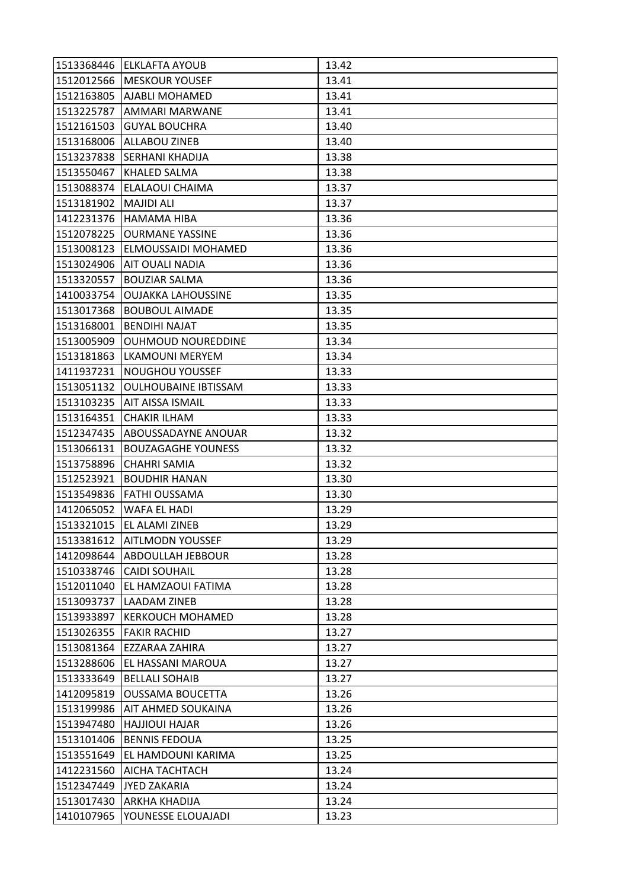| 1513368446 | ELKLAFTA AYOUB | 13.42 |
|---|---|---|
| 1512012566 | MESKOUR YOUSEF | 13.41 |
| 1512163805 | AJABLI MOHAMED | 13.41 |
| 1513225787 | AMMARI MARWANE | 13.41 |
| 1512161503 | GUYAL BOUCHRA | 13.40 |
| 1513168006 | ALLABOU ZINEB | 13.40 |
| 1513237838 | SERHANI KHADIJA | 13.38 |
| 1513550467 | KHALED SALMA | 13.38 |
| 1513088374 | ELALAOUI CHAIMA | 13.37 |
| 1513181902 | MAJIDI ALI | 13.37 |
| 1412231376 | HAMAMA HIBA | 13.36 |
| 1512078225 | OURMANE YASSINE | 13.36 |
| 1513008123 | ELMOUSSAIDI MOHAMED | 13.36 |
| 1513024906 | AIT OUALI NADIA | 13.36 |
| 1513320557 | BOUZIAR SALMA | 13.36 |
| 1410033754 | OUJAKKA LAHOUSSINE | 13.35 |
| 1513017368 | BOUBOUL AIMADE | 13.35 |
| 1513168001 | BENDIHI NAJAT | 13.35 |
| 1513005909 | OUHMOUD NOUREDDINE | 13.34 |
| 1513181863 | LKAMOUNI MERYEM | 13.34 |
| 1411937231 | NOUGHOU YOUSSEF | 13.33 |
| 1513051132 | OULHOUBAINE IBTISSAM | 13.33 |
| 1513103235 | AIT AISSA ISMAIL | 13.33 |
| 1513164351 | CHAKIR ILHAM | 13.33 |
| 1512347435 | ABOUSSADAYNE ANOUAR | 13.32 |
| 1513066131 | BOUZAGAGHE YOUNESS | 13.32 |
| 1513758896 | CHAHRI SAMIA | 13.32 |
| 1512523921 | BOUDHIR HANAN | 13.30 |
| 1513549836 | FATHI OUSSAMA | 13.30 |
| 1412065052 | WAFA EL HADI | 13.29 |
| 1513321015 | EL ALAMI ZINEB | 13.29 |
| 1513381612 | AITLMODN YOUSSEF | 13.29 |
| 1412098644 | ABDOULLAH JEBBOUR | 13.28 |
| 1510338746 | CAIDI SOUHAIL | 13.28 |
| 1512011040 | EL HAMZAOUI FATIMA | 13.28 |
| 1513093737 | LAADAM ZINEB | 13.28 |
| 1513933897 | KERKOUCH MOHAMED | 13.28 |
| 1513026355 | FAKIR RACHID | 13.27 |
| 1513081364 | EZZARAA ZAHIRA | 13.27 |
| 1513288606 | EL HASSANI MAROUA | 13.27 |
| 1513333649 | BELLALI SOHAIB | 13.27 |
| 1412095819 | OUSSAMA BOUCETTA | 13.26 |
| 1513199986 | AIT AHMED SOUKAINA | 13.26 |
| 1513947480 | HAJJIOUI HAJAR | 13.26 |
| 1513101406 | BENNIS FEDOUA | 13.25 |
| 1513551649 | EL HAMDOUNI KARIMA | 13.25 |
| 1412231560 | AICHA TACHTACH | 13.24 |
| 1512347449 | JYED ZAKARIA | 13.24 |
| 1513017430 | ARKHA KHADIJA | 13.24 |
| 1410107965 | YOUNESSE ELOUAJADI | 13.23 |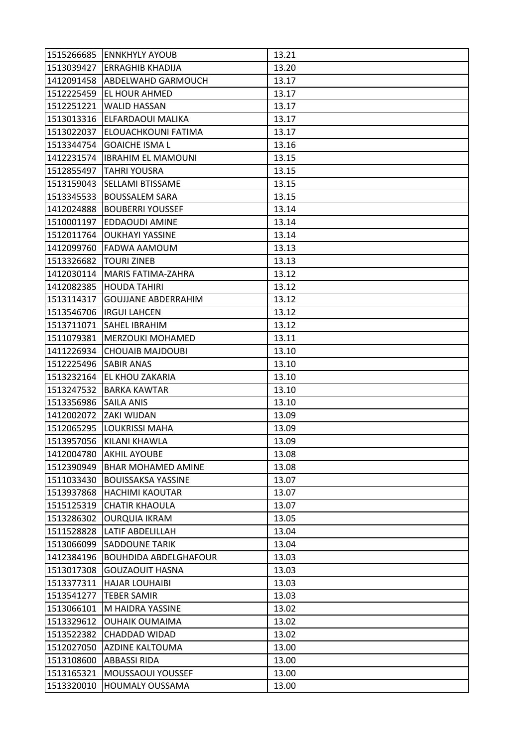| 1515266685 | ENNKHYLY AYOUB | 13.21 |
|---|---|---|
| 1513039427 | ERRAGHIB KHADIJA | 13.20 |
| 1412091458 | ABDELWAHD GARMOUCH | 13.17 |
| 1512225459 | EL HOUR AHMED | 13.17 |
| 1512251221 | WALID HASSAN | 13.17 |
| 1513013316 | ELFARDAOUI MALIKA | 13.17 |
| 1513022037 | ELOUACHKOUNI FATIMA | 13.17 |
| 1513344754 | GOAICHE ISMA L | 13.16 |
| 1412231574 | IBRAHIM EL MAMOUNI | 13.15 |
| 1512855497 | TAHRI YOUSRA | 13.15 |
| 1513159043 | SELLAMI BTISSAME | 13.15 |
| 1513345533 | BOUSSALEM SARA | 13.15 |
| 1412024888 | BOUBERRI YOUSSEF | 13.14 |
| 1510001197 | EDDAOUDI AMINE | 13.14 |
| 1512011764 | OUKHAYI YASSINE | 13.14 |
| 1412099760 | FADWA AAMOUM | 13.13 |
| 1513326682 | TOURI ZINEB | 13.13 |
| 1412030114 | MARIS FATIMA-ZAHRA | 13.12 |
| 1412082385 | HOUDA TAHIRI | 13.12 |
| 1513114317 | GOUJJANE ABDERRAHIM | 13.12 |
| 1513546706 | IRGUI LAHCEN | 13.12 |
| 1513711071 | SAHEL IBRAHIM | 13.12 |
| 1511079381 | MERZOUKI MOHAMED | 13.11 |
| 1411226934 | CHOUAIB MAJDOUBI | 13.10 |
| 1512225496 | SABIR ANAS | 13.10 |
| 1513232164 | EL KHOU ZAKARIA | 13.10 |
| 1513247532 | BARKA KAWTAR | 13.10 |
| 1513356986 | SAILA ANIS | 13.10 |
| 1412002072 | ZAKI WIJDAN | 13.09 |
| 1512065295 | LOUKRISSI MAHA | 13.09 |
| 1513957056 | KILANI KHAWLA | 13.09 |
| 1412004780 | AKHIL AYOUBE | 13.08 |
| 1512390949 | BHAR MOHAMED AMINE | 13.08 |
| 1511033430 | BOUISSAKSA YASSINE | 13.07 |
| 1513937868 | HACHIMI KAOUTAR | 13.07 |
| 1515125319 | CHATIR KHAOULA | 13.07 |
| 1513286302 | OURQUIA IKRAM | 13.05 |
| 1511528828 | LATIF ABDELILLAH | 13.04 |
| 1513066099 | SADDOUNE TARIK | 13.04 |
| 1412384196 | BOUHDIDA ABDELGHAFOUR | 13.03 |
| 1513017308 | GOUZAOUIT HASNA | 13.03 |
| 1513377311 | HAJAR LOUHAIBI | 13.03 |
| 1513541277 | TEBER SAMIR | 13.03 |
| 1513066101 | M HAIDRA YASSINE | 13.02 |
| 1513329612 | OUHAIK OUMAIMA | 13.02 |
| 1513522382 | CHADDAD WIDAD | 13.02 |
| 1512027050 | AZDINE KALTOUMA | 13.00 |
| 1513108600 | ABBASSI RIDA | 13.00 |
| 1513165321 | MOUSSAOUI YOUSSEF | 13.00 |
| 1513320010 | HOUMALY OUSSAMA | 13.00 |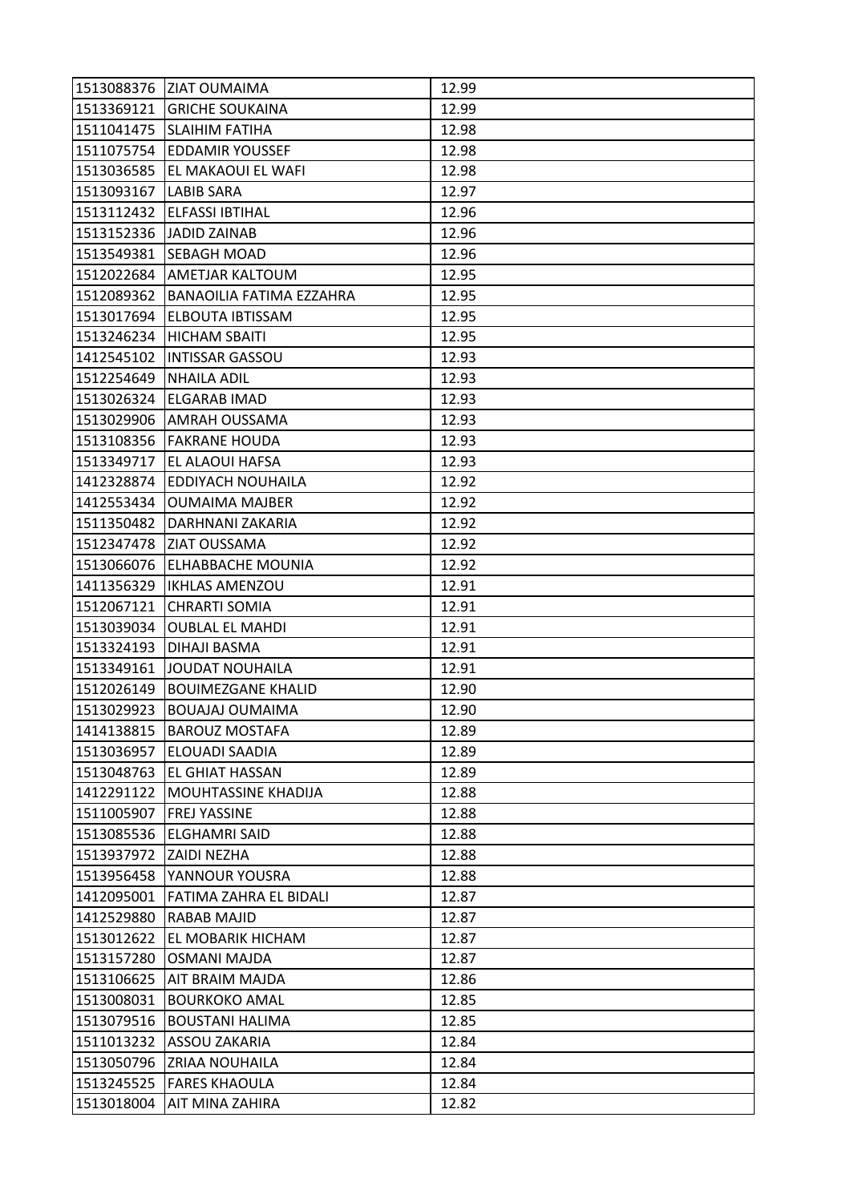| | | |
|---|---|---|
| 1513088376 | ZIAT OUMAIMA | 12.99 |
| 1513369121 | GRICHE SOUKAINA | 12.99 |
| 1511041475 | SLAIHIM FATIHA | 12.98 |
| 1511075754 | EDDAMIR YOUSSEF | 12.98 |
| 1513036585 | EL MAKAOUI EL WAFI | 12.98 |
| 1513093167 | LABIB SARA | 12.97 |
| 1513112432 | ELFASSI IBTIHAL | 12.96 |
| 1513152336 | JADID ZAINAB | 12.96 |
| 1513549381 | SEBAGH MOAD | 12.96 |
| 1512022684 | AMETJAR KALTOUM | 12.95 |
| 1512089362 | BANAOILIA FATIMA EZZAHRA | 12.95 |
| 1513017694 | ELBOUTA IBTISSAM | 12.95 |
| 1513246234 | HICHAM SBAITI | 12.95 |
| 1412545102 | INTISSAR GASSOU | 12.93 |
| 1512254649 | NHAILA ADIL | 12.93 |
| 1513026324 | ELGARAB IMAD | 12.93 |
| 1513029906 | AMRAH OUSSAMA | 12.93 |
| 1513108356 | FAKRANE HOUDA | 12.93 |
| 1513349717 | EL ALAOUI HAFSA | 12.93 |
| 1412328874 | EDDIYACH NOUHAILA | 12.92 |
| 1412553434 | OUMAIMA MAJBER | 12.92 |
| 1511350482 | DARHNANI ZAKARIA | 12.92 |
| 1512347478 | ZIAT OUSSAMA | 12.92 |
| 1513066076 | ELHABBACHE MOUNIA | 12.92 |
| 1411356329 | IKHLAS AMENZOU | 12.91 |
| 1512067121 | CHRARTI SOMIA | 12.91 |
| 1513039034 | OUBLAL EL MAHDI | 12.91 |
| 1513324193 | DIHAJI BASMA | 12.91 |
| 1513349161 | JOUDAT NOUHAILA | 12.91 |
| 1512026149 | BOUIMEZGANE KHALID | 12.90 |
| 1513029923 | BOUAJAJ OUMAIMA | 12.90 |
| 1414138815 | BAROUZ MOSTAFA | 12.89 |
| 1513036957 | ELOUADI SAADIA | 12.89 |
| 1513048763 | EL GHIAT HASSAN | 12.89 |
| 1412291122 | MOUHTASSINE KHADIJA | 12.88 |
| 1511005907 | FREJ YASSINE | 12.88 |
| 1513085536 | ELGHAMRI SAID | 12.88 |
| 1513937972 | ZAIDI NEZHA | 12.88 |
| 1513956458 | YANNOUR YOUSRA | 12.88 |
| 1412095001 | FATIMA ZAHRA EL BIDALI | 12.87 |
| 1412529880 | RABAB MAJID | 12.87 |
| 1513012622 | EL MOBARIK HICHAM | 12.87 |
| 1513157280 | OSMANI MAJDA | 12.87 |
| 1513106625 | AIT BRAIM MAJDA | 12.86 |
| 1513008031 | BOURKOKO AMAL | 12.85 |
| 1513079516 | BOUSTANI HALIMA | 12.85 |
| 1511013232 | ASSOU ZAKARIA | 12.84 |
| 1513050796 | ZRIAA NOUHAILA | 12.84 |
| 1513245525 | FARES KHAOULA | 12.84 |
| 1513018004 | AIT MINA ZAHIRA | 12.82 |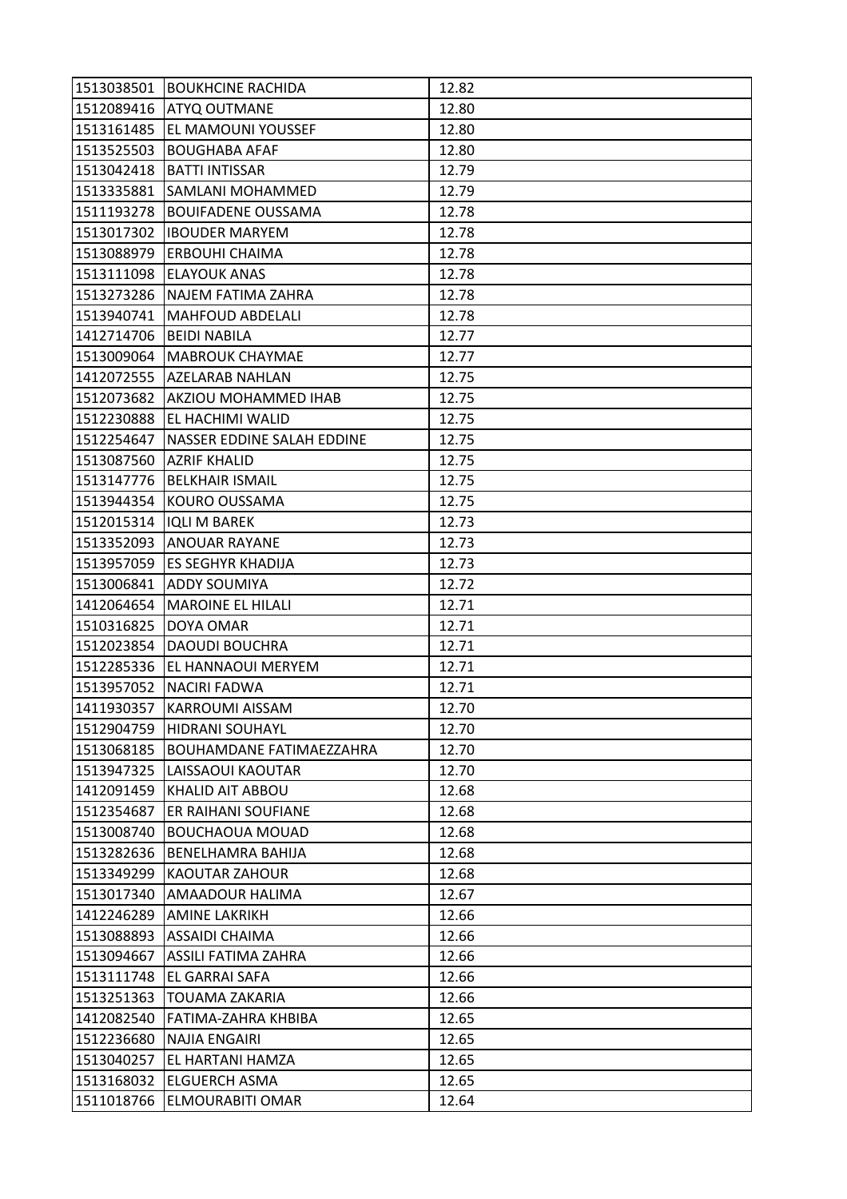| 1513038501 | BOUKHCINE RACHIDA | 12.82 |
|---|---|---|
| 1512089416 | ATYQ OUTMANE | 12.80 |
| 1513161485 | EL MAMOUNI YOUSSEF | 12.80 |
| 1513525503 | BOUGHABA AFAF | 12.80 |
| 1513042418 | BATTI INTISSAR | 12.79 |
| 1513335881 | SAMLANI MOHAMMED | 12.79 |
| 1511193278 | BOUIFADENE OUSSAMA | 12.78 |
| 1513017302 | IBOUDER MARYEM | 12.78 |
| 1513088979 | ERBOUHI CHAIMA | 12.78 |
| 1513111098 | ELAYOUK ANAS | 12.78 |
| 1513273286 | NAJEM FATIMA ZAHRA | 12.78 |
| 1513940741 | MAHFOUD ABDELALI | 12.78 |
| 1412714706 | BEIDI NABILA | 12.77 |
| 1513009064 | MABROUK CHAYMAE | 12.77 |
| 1412072555 | AZELARAB NAHLAN | 12.75 |
| 1512073682 | AKZIOU MOHAMMED IHAB | 12.75 |
| 1512230888 | EL HACHIMI WALID | 12.75 |
| 1512254647 | NASSER EDDINE SALAH EDDINE | 12.75 |
| 1513087560 | AZRIF KHALID | 12.75 |
| 1513147776 | BELKHAIR ISMAIL | 12.75 |
| 1513944354 | KOURO OUSSAMA | 12.75 |
| 1512015314 | IQLI M BAREK | 12.73 |
| 1513352093 | ANOUAR RAYANE | 12.73 |
| 1513957059 | ES SEGHYR KHADIJA | 12.73 |
| 1513006841 | ADDY SOUMIYA | 12.72 |
| 1412064654 | MAROINE EL HILALI | 12.71 |
| 1510316825 | DOYA OMAR | 12.71 |
| 1512023854 | DAOUDI BOUCHRA | 12.71 |
| 1512285336 | EL HANNAOUI MERYEM | 12.71 |
| 1513957052 | NACIRI FADWA | 12.71 |
| 1411930357 | KARROUMI AISSAM | 12.70 |
| 1512904759 | HIDRANI SOUHAYL | 12.70 |
| 1513068185 | BOUHAMDANE FATIMAEZZAHRA | 12.70 |
| 1513947325 | LAISSAOUI KAOUTAR | 12.70 |
| 1412091459 | KHALID AIT ABBOU | 12.68 |
| 1512354687 | ER RAIHANI SOUFIANE | 12.68 |
| 1513008740 | BOUCHAOUA MOUAD | 12.68 |
| 1513282636 | BENELHAMRA BAHIJA | 12.68 |
| 1513349299 | KAOUTAR ZAHOUR | 12.68 |
| 1513017340 | AMAADOUR HALIMA | 12.67 |
| 1412246289 | AMINE LAKRIKH | 12.66 |
| 1513088893 | ASSAIDI CHAIMA | 12.66 |
| 1513094667 | ASSILI FATIMA ZAHRA | 12.66 |
| 1513111748 | EL GARRAI SAFA | 12.66 |
| 1513251363 | TOUAMA ZAKARIA | 12.66 |
| 1412082540 | FATIMA-ZAHRA KHBIBA | 12.65 |
| 1512236680 | NAJIA ENGAIRI | 12.65 |
| 1513040257 | EL HARTANI HAMZA | 12.65 |
| 1513168032 | ELGUERCH ASMA | 12.65 |
| 1511018766 | ELMOURABITI OMAR | 12.64 |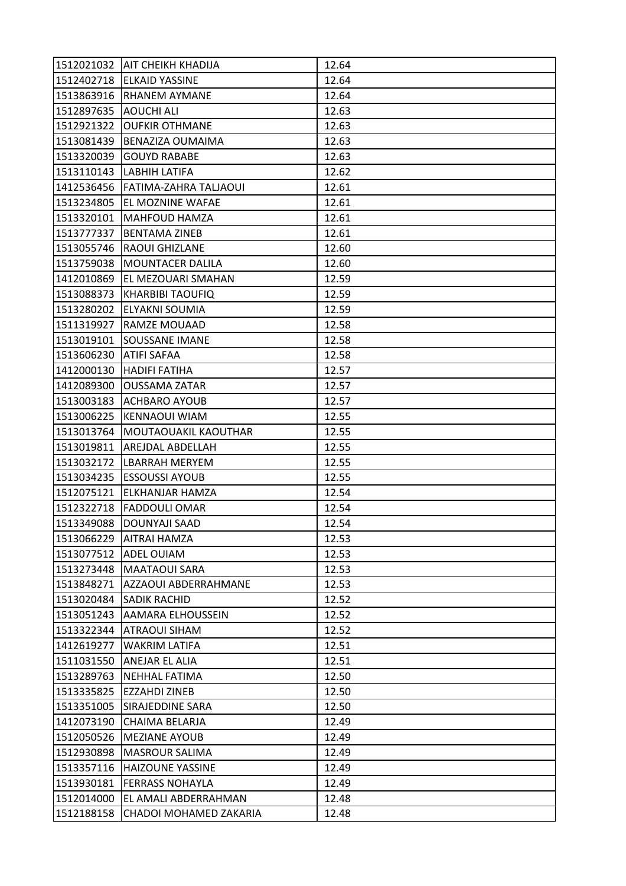| 1512021032 | AIT CHEIKH KHADIJA | 12.64 |
|---|---|---|
| 1512402718 | ELKAID YASSINE | 12.64 |
| 1513863916 | RHANEM AYMANE | 12.64 |
| 1512897635 | AOUCHI ALI | 12.63 |
| 1512921322 | OUFKIR OTHMANE | 12.63 |
| 1513081439 | BENAZIZA OUMAIMA | 12.63 |
| 1513320039 | GOUYD RABABE | 12.63 |
| 1513110143 | LABHIH LATIFA | 12.62 |
| 1412536456 | FATIMA-ZAHRA TALJAOUI | 12.61 |
| 1513234805 | EL MOZNINE WAFAE | 12.61 |
| 1513320101 | MAHFOUD HAMZA | 12.61 |
| 1513777337 | BENTAMA ZINEB | 12.61 |
| 1513055746 | RAOUI GHIZLANE | 12.60 |
| 1513759038 | MOUNTACER DALILA | 12.60 |
| 1412010869 | EL MEZOUARI SMAHAN | 12.59 |
| 1513088373 | KHARBIBI TAOUFIQ | 12.59 |
| 1513280202 | ELYAKNI SOUMIA | 12.59 |
| 1511319927 | RAMZE MOUAAD | 12.58 |
| 1513019101 | SOUSSANE IMANE | 12.58 |
| 1513606230 | ATIFI SAFAA | 12.58 |
| 1412000130 | HADIFI FATIHA | 12.57 |
| 1412089300 | OUSSAMA ZATAR | 12.57 |
| 1513003183 | ACHBARO AYOUB | 12.57 |
| 1513006225 | KENNAOUI WIAM | 12.55 |
| 1513013764 | MOUTAOUAKIL KAOUTHAR | 12.55 |
| 1513019811 | AREJDAL ABDELLAH | 12.55 |
| 1513032172 | LBARRAH MERYEM | 12.55 |
| 1513034235 | ESSOUSSI AYOUB | 12.55 |
| 1512075121 | ELKHANJAR HAMZA | 12.54 |
| 1512322718 | FADDOULI OMAR | 12.54 |
| 1513349088 | DOUNYAJI SAAD | 12.54 |
| 1513066229 | AITRAI HAMZA | 12.53 |
| 1513077512 | ADEL OUIAM | 12.53 |
| 1513273448 | MAATAOUI SARA | 12.53 |
| 1513848271 | AZZAOUI ABDERRAHMANE | 12.53 |
| 1513020484 | SADIK RACHID | 12.52 |
| 1513051243 | AAMARA ELHOUSSEIN | 12.52 |
| 1513322344 | ATRAOUI SIHAM | 12.52 |
| 1412619277 | WAKRIM LATIFA | 12.51 |
| 1511031550 | ANEJAR EL ALIA | 12.51 |
| 1513289763 | NEHHAL FATIMA | 12.50 |
| 1513335825 | EZZAHDI ZINEB | 12.50 |
| 1513351005 | SIRAJEDDINE SARA | 12.50 |
| 1412073190 | CHAIMA BELARJA | 12.49 |
| 1512050526 | MEZIANE AYOUB | 12.49 |
| 1512930898 | MASROUR SALIMA | 12.49 |
| 1513357116 | HAIZOUNE YASSINE | 12.49 |
| 1513930181 | FERRASS NOHAYLA | 12.49 |
| 1512014000 | EL AMALI ABDERRAHMAN | 12.48 |
| 1512188158 | CHADOI MOHAMED ZAKARIA | 12.48 |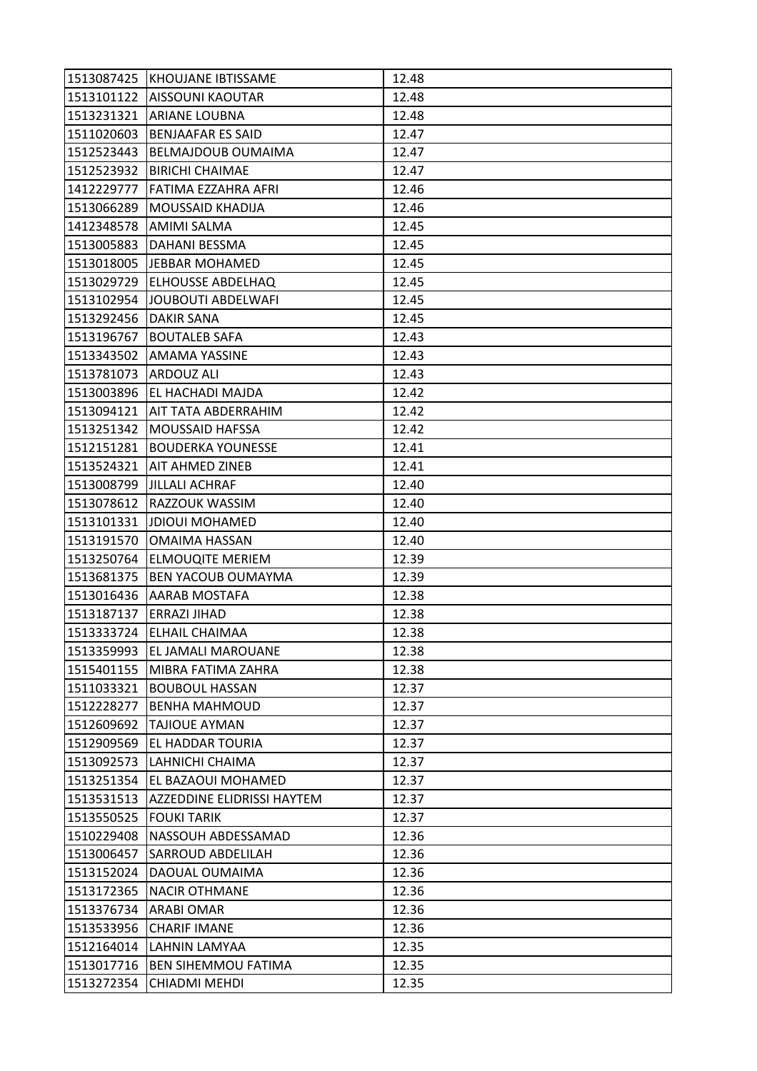| | | |
|---|---|---|
| 1513087425 | KHOUJANE IBTISSAME | 12.48 |
| 1513101122 | AISSOUNI KAOUTAR | 12.48 |
| 1513231321 | ARIANE LOUBNA | 12.48 |
| 1511020603 | BENJAAFAR ES SAID | 12.47 |
| 1512523443 | BELMAJDOUB OUMAIMA | 12.47 |
| 1512523932 | BIRICHI CHAIMAE | 12.47 |
| 1412229777 | FATIMA EZZAHRA AFRI | 12.46 |
| 1513066289 | MOUSSAID KHADIJA | 12.46 |
| 1412348578 | AMIMI SALMA | 12.45 |
| 1513005883 | DAHANI BESSMA | 12.45 |
| 1513018005 | JEBBAR MOHAMED | 12.45 |
| 1513029729 | ELHOUSSE ABDELHAQ | 12.45 |
| 1513102954 | JOUBOUTI ABDELWAFI | 12.45 |
| 1513292456 | DAKIR SANA | 12.45 |
| 1513196767 | BOUTALEB SAFA | 12.43 |
| 1513343502 | AMAMA YASSINE | 12.43 |
| 1513781073 | ARDOUZ ALI | 12.43 |
| 1513003896 | EL HACHADI MAJDA | 12.42 |
| 1513094121 | AIT TATA ABDERRAHIM | 12.42 |
| 1513251342 | MOUSSAID HAFSSA | 12.42 |
| 1512151281 | BOUDERKA YOUNESSE | 12.41 |
| 1513524321 | AIT AHMED ZINEB | 12.41 |
| 1513008799 | JILLALI ACHRAF | 12.40 |
| 1513078612 | RAZZOUK WASSIM | 12.40 |
| 1513101331 | JDIOUI MOHAMED | 12.40 |
| 1513191570 | OMAIMA HASSAN | 12.40 |
| 1513250764 | ELMOUQITE MERIEM | 12.39 |
| 1513681375 | BEN YACOUB OUMAYMA | 12.39 |
| 1513016436 | AARAB MOSTAFA | 12.38 |
| 1513187137 | ERRAZI JIHAD | 12.38 |
| 1513333724 | ELHAIL CHAIMAA | 12.38 |
| 1513359993 | EL JAMALI MAROUANE | 12.38 |
| 1515401155 | MIBRA FATIMA ZAHRA | 12.38 |
| 1511033321 | BOUBOUL HASSAN | 12.37 |
| 1512228277 | BENHA MAHMOUD | 12.37 |
| 1512609692 | TAJIOUE AYMAN | 12.37 |
| 1512909569 | EL HADDAR TOURIA | 12.37 |
| 1513092573 | LAHNICHI CHAIMA | 12.37 |
| 1513251354 | EL BAZAOUI MOHAMED | 12.37 |
| 1513531513 | AZZEDDINE ELIDRISSI HAYTEM | 12.37 |
| 1513550525 | FOUKI TARIK | 12.37 |
| 1510229408 | NASSOUH ABDESSAMAD | 12.36 |
| 1513006457 | SARROUD ABDELILAH | 12.36 |
| 1513152024 | DAOUAL OUMAIMA | 12.36 |
| 1513172365 | NACIR OTHMANE | 12.36 |
| 1513376734 | ARABI OMAR | 12.36 |
| 1513533956 | CHARIF IMANE | 12.36 |
| 1512164014 | LAHNIN LAMYAA | 12.35 |
| 1513017716 | BEN SIHEMMOU FATIMA | 12.35 |
| 1513272354 | CHIADMI MEHDI | 12.35 |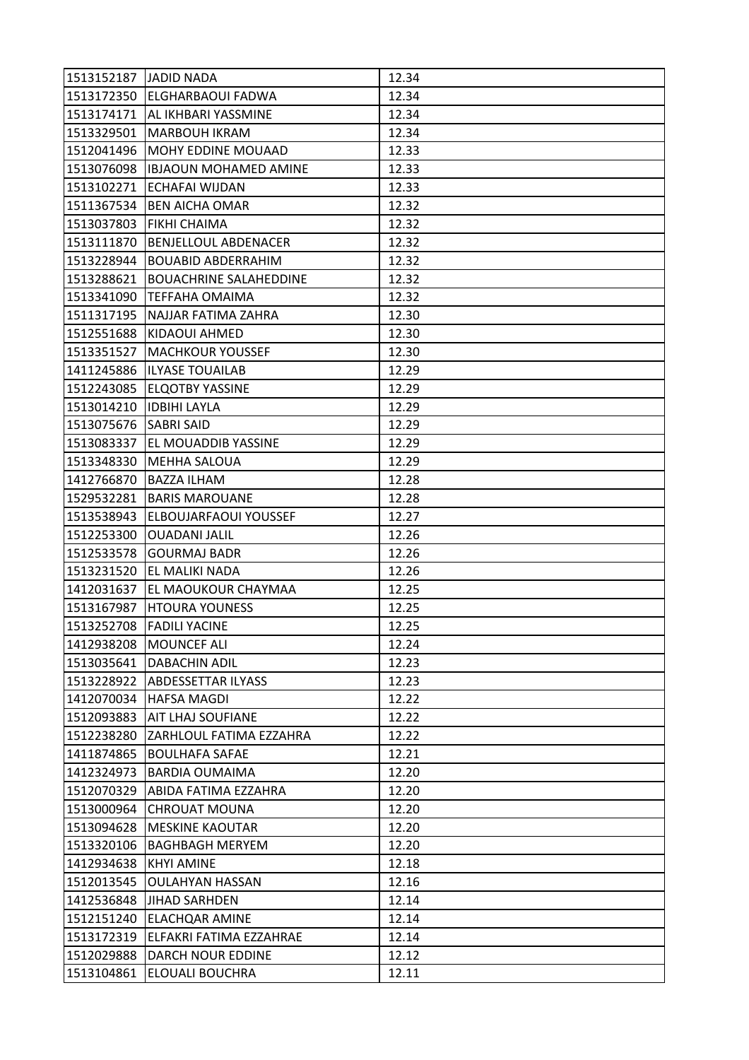| 1513152187 | JADID NADA | 12.34 |
|---|---|---|
| 1513172350 | ELGHARBAOUI FADWA | 12.34 |
| 1513174171 | AL IKHBARI YASSMINE | 12.34 |
| 1513329501 | MARBOUH IKRAM | 12.34 |
| 1512041496 | MOHY EDDINE MOUAAD | 12.33 |
| 1513076098 | IBJAOUN MOHAMED AMINE | 12.33 |
| 1513102271 | ECHAFAI WIJDAN | 12.33 |
| 1511367534 | BEN AICHA OMAR | 12.32 |
| 1513037803 | FIKHI CHAIMA | 12.32 |
| 1513111870 | BENJELLOUL ABDENACER | 12.32 |
| 1513228944 | BOUABID ABDERRAHIM | 12.32 |
| 1513288621 | BOUACHRINE SALAHEDDINE | 12.32 |
| 1513341090 | TEFFAHA OMAIMA | 12.32 |
| 1511317195 | NAJJAR FATIMA ZAHRA | 12.30 |
| 1512551688 | KIDAOUI AHMED | 12.30 |
| 1513351527 | MACHKOUR YOUSSEF | 12.30 |
| 1411245886 | ILYASE TOUAILAB | 12.29 |
| 1512243085 | ELQOTBY YASSINE | 12.29 |
| 1513014210 | IDBIHI LAYLA | 12.29 |
| 1513075676 | SABRI SAID | 12.29 |
| 1513083337 | EL MOUADDIB YASSINE | 12.29 |
| 1513348330 | MEHHA SALOUA | 12.29 |
| 1412766870 | BAZZA ILHAM | 12.28 |
| 1529532281 | BARIS MAROUANE | 12.28 |
| 1513538943 | ELBOUJARFAOUI YOUSSEF | 12.27 |
| 1512253300 | OUADANI JALIL | 12.26 |
| 1512533578 | GOURMAJ BADR | 12.26 |
| 1513231520 | EL MALIKI NADA | 12.26 |
| 1412031637 | EL MAOUKOUR CHAYMAA | 12.25 |
| 1513167987 | HTOURA YOUNESS | 12.25 |
| 1513252708 | FADILI YACINE | 12.25 |
| 1412938208 | MOUNCEF ALI | 12.24 |
| 1513035641 | DABACHIN ADIL | 12.23 |
| 1513228922 | ABDESSETTAR ILYASS | 12.23 |
| 1412070034 | HAFSA MAGDI | 12.22 |
| 1512093883 | AIT LHAJ SOUFIANE | 12.22 |
| 1512238280 | ZARHLOUL FATIMA EZZAHRA | 12.22 |
| 1411874865 | BOULHAFA SAFAE | 12.21 |
| 1412324973 | BARDIA OUMAIMA | 12.20 |
| 1512070329 | ABIDA FATIMA EZZAHRA | 12.20 |
| 1513000964 | CHROUAT MOUNA | 12.20 |
| 1513094628 | MESKINE KAOUTAR | 12.20 |
| 1513320106 | BAGHBAGH MERYEM | 12.20 |
| 1412934638 | KHYI AMINE | 12.18 |
| 1512013545 | OULAHYAN HASSAN | 12.16 |
| 1412536848 | JIHAD SARHDEN | 12.14 |
| 1512151240 | ELACHQAR AMINE | 12.14 |
| 1513172319 | ELFAKRI FATIMA EZZAHRAE | 12.14 |
| 1512029888 | DARCH NOUR EDDINE | 12.12 |
| 1513104861 | ELOUALI BOUCHRA | 12.11 |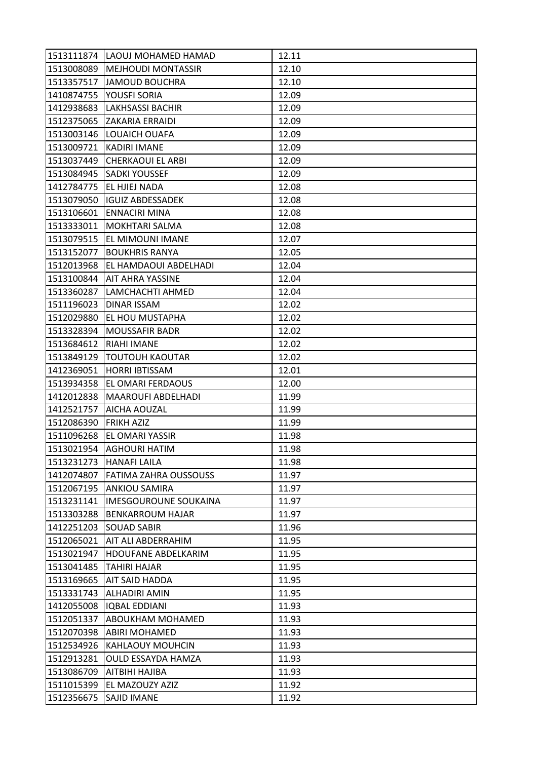| | | |
|---|---|---|
| 1513111874 | LAOUJ MOHAMED HAMAD | 12.11 |
| 1513008089 | MEJHOUDI MONTASSIR | 12.10 |
| 1513357517 | JAMOUD BOUCHRA | 12.10 |
| 1410874755 | YOUSFI SORIA | 12.09 |
| 1412938683 | LAKHSASSI BACHIR | 12.09 |
| 1512375065 | ZAKARIA ERRAIDI | 12.09 |
| 1513003146 | LOUAICH OUAFA | 12.09 |
| 1513009721 | KADIRI IMANE | 12.09 |
| 1513037449 | CHERKAOUI EL ARBI | 12.09 |
| 1513084945 | SADKI YOUSSEF | 12.09 |
| 1412784775 | EL HJIEJ NADA | 12.08 |
| 1513079050 | IGUIZ ABDESSADEK | 12.08 |
| 1513106601 | ENNACIRI MINA | 12.08 |
| 1513333011 | MOKHTARI SALMA | 12.08 |
| 1513079515 | EL MIMOUNI IMANE | 12.07 |
| 1513152077 | BOUKHRIS RANYA | 12.05 |
| 1512013968 | EL HAMDAOUI ABDELHADI | 12.04 |
| 1513100844 | AIT AHRA YASSINE | 12.04 |
| 1513360287 | LAMCHACHTI AHMED | 12.04 |
| 1511196023 | DINAR ISSAM | 12.02 |
| 1512029880 | EL HOU MUSTAPHA | 12.02 |
| 1513328394 | MOUSSAFIR BADR | 12.02 |
| 1513684612 | RIAHI IMANE | 12.02 |
| 1513849129 | TOUTOUH KAOUTAR | 12.02 |
| 1412369051 | HORRI IBTISSAM | 12.01 |
| 1513934358 | EL OMARI FERDAOUS | 12.00 |
| 1412012838 | MAAROUFI ABDELHADI | 11.99 |
| 1412521757 | AICHA AOUZAL | 11.99 |
| 1512086390 | FRIKH AZIZ | 11.99 |
| 1511096268 | EL OMARI YASSIR | 11.98 |
| 1513021954 | AGHOURI HATIM | 11.98 |
| 1513231273 | HANAFI LAILA | 11.98 |
| 1412074807 | FATIMA ZAHRA OUSSOUSS | 11.97 |
| 1512067195 | ANKIOU SAMIRA | 11.97 |
| 1513231141 | IMESGOUROUNE SOUKAINA | 11.97 |
| 1513303288 | BENKARROUM HAJAR | 11.97 |
| 1412251203 | SOUAD SABIR | 11.96 |
| 1512065021 | AIT ALI ABDERRAHIM | 11.95 |
| 1513021947 | HDOUFANE ABDELKARIM | 11.95 |
| 1513041485 | TAHIRI HAJAR | 11.95 |
| 1513169665 | AIT SAID HADDA | 11.95 |
| 1513331743 | ALHADIRI AMIN | 11.95 |
| 1412055008 | IQBAL EDDIANI | 11.93 |
| 1512051337 | ABOUKHAM MOHAMED | 11.93 |
| 1512070398 | ABIRI MOHAMED | 11.93 |
| 1512534926 | KAHLAOUY MOUHCIN | 11.93 |
| 1512913281 | OULD ESSAYDA HAMZA | 11.93 |
| 1513086709 | AITBIHI HAJIBA | 11.93 |
| 1511015399 | EL MAZOUZY AZIZ | 11.92 |
| 1512356675 | SAJID IMANE | 11.92 |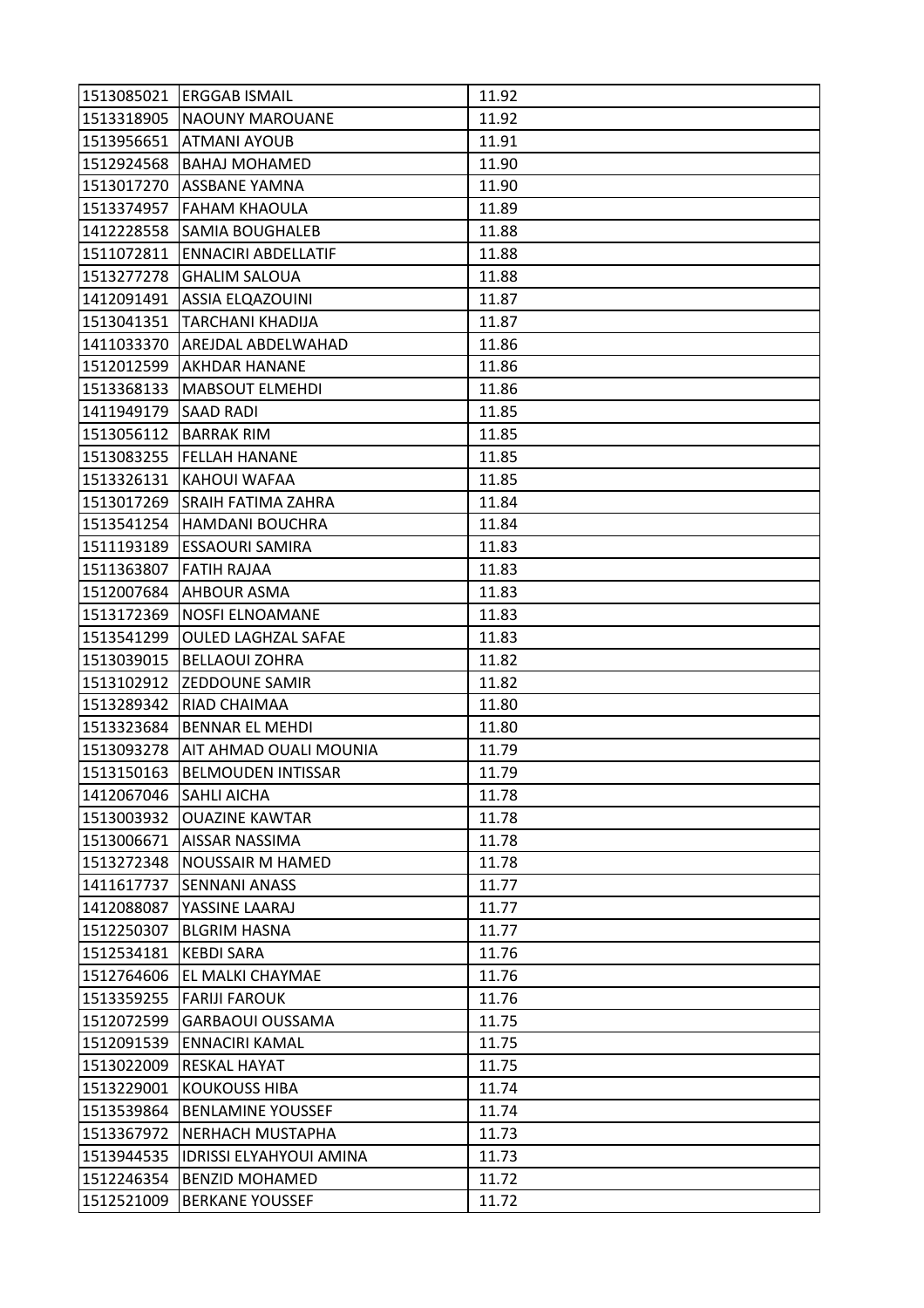| 1513085021 | ERGGAB ISMAIL | 11.92 |
|---|---|---|
| 1513318905 | NAOUNY MAROUANE | 11.92 |
| 1513956651 | ATMANI AYOUB | 11.91 |
| 1512924568 | BAHAJ MOHAMED | 11.90 |
| 1513017270 | ASSBANE YAMNA | 11.90 |
| 1513374957 | FAHAM KHAOULA | 11.89 |
| 1412228558 | SAMIA BOUGHALEB | 11.88 |
| 1511072811 | ENNACIRI ABDELLATIF | 11.88 |
| 1513277278 | GHALIM SALOUA | 11.88 |
| 1412091491 | ASSIA ELQAZOUINI | 11.87 |
| 1513041351 | TARCHANI KHADIJA | 11.87 |
| 1411033370 | AREJDAL ABDELWAHAD | 11.86 |
| 1512012599 | AKHDAR HANANE | 11.86 |
| 1513368133 | MABSOUT ELMEHDI | 11.86 |
| 1411949179 | SAAD RADI | 11.85 |
| 1513056112 | BARRAK RIM | 11.85 |
| 1513083255 | FELLAH HANANE | 11.85 |
| 1513326131 | KAHOUI WAFAA | 11.85 |
| 1513017269 | SRAIH FATIMA ZAHRA | 11.84 |
| 1513541254 | HAMDANI BOUCHRA | 11.84 |
| 1511193189 | ESSAOURI SAMIRA | 11.83 |
| 1511363807 | FATIH RAJAA | 11.83 |
| 1512007684 | AHBOUR ASMA | 11.83 |
| 1513172369 | NOSFI ELNOAMANE | 11.83 |
| 1513541299 | OULED LAGHZAL SAFAE | 11.83 |
| 1513039015 | BELLAOUI ZOHRA | 11.82 |
| 1513102912 | ZEDDOUNE SAMIR | 11.82 |
| 1513289342 | RIAD CHAIMAA | 11.80 |
| 1513323684 | BENNAR EL MEHDI | 11.80 |
| 1513093278 | AIT AHMAD OUALI MOUNIA | 11.79 |
| 1513150163 | BELMOUDEN INTISSAR | 11.79 |
| 1412067046 | SAHLI AICHA | 11.78 |
| 1513003932 | OUAZINE KAWTAR | 11.78 |
| 1513006671 | AISSAR NASSIMA | 11.78 |
| 1513272348 | NOUSSAIR M HAMED | 11.78 |
| 1411617737 | SENNANI ANASS | 11.77 |
| 1412088087 | YASSINE LAARAJ | 11.77 |
| 1512250307 | BLGRIM HASNA | 11.77 |
| 1512534181 | KEBDI SARA | 11.76 |
| 1512764606 | EL MALKI CHAYMAE | 11.76 |
| 1513359255 | FARIJI FAROUK | 11.76 |
| 1512072599 | GARBAOUI OUSSAMA | 11.75 |
| 1512091539 | ENNACIRI KAMAL | 11.75 |
| 1513022009 | RESKAL HAYAT | 11.75 |
| 1513229001 | KOUKOUSS HIBA | 11.74 |
| 1513539864 | BENLAMINE YOUSSEF | 11.74 |
| 1513367972 | NERHACH MUSTAPHA | 11.73 |
| 1513944535 | IDRISSI ELYAHYOUI AMINA | 11.73 |
| 1512246354 | BENZID MOHAMED | 11.72 |
| 1512521009 | BERKANE YOUSSEF | 11.72 |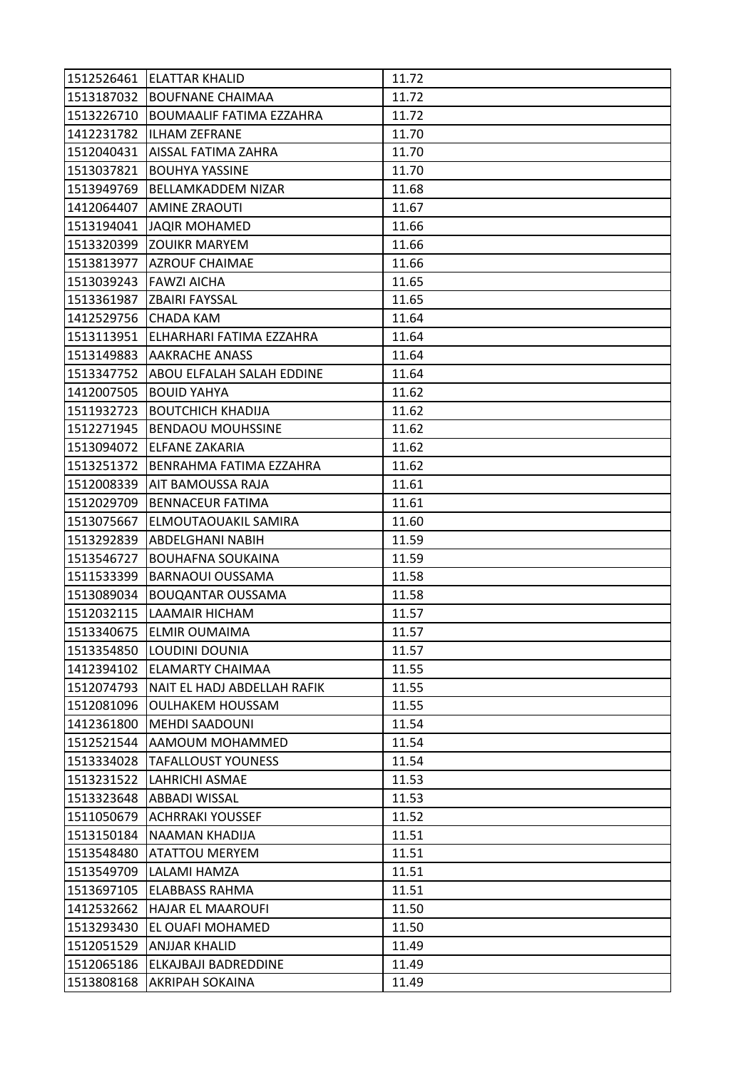| 1512526461 | ELATTAR KHALID | 11.72 |
|---|---|---|
| 1513187032 | BOUFNANE CHAIMAA | 11.72 |
| 1513226710 | BOUMAALIF FATIMA EZZAHRA | 11.72 |
| 1412231782 | ILHAM ZEFRANE | 11.70 |
| 1512040431 | AISSAL FATIMA ZAHRA | 11.70 |
| 1513037821 | BOUHYA YASSINE | 11.70 |
| 1513949769 | BELLAMKADDEM NIZAR | 11.68 |
| 1412064407 | AMINE ZRAOUTI | 11.67 |
| 1513194041 | JAQIR MOHAMED | 11.66 |
| 1513320399 | ZOUIKR MARYEM | 11.66 |
| 1513813977 | AZROUF CHAIMAE | 11.66 |
| 1513039243 | FAWZI AICHA | 11.65 |
| 1513361987 | ZBAIRI FAYSSAL | 11.65 |
| 1412529756 | CHADA KAM | 11.64 |
| 1513113951 | ELHARHARI FATIMA EZZAHRA | 11.64 |
| 1513149883 | AAKRACHE ANASS | 11.64 |
| 1513347752 | ABOU ELFALAH SALAH EDDINE | 11.64 |
| 1412007505 | BOUID YAHYA | 11.62 |
| 1511932723 | BOUTCHICH KHADIJA | 11.62 |
| 1512271945 | BENDAOU MOUHSSINE | 11.62 |
| 1513094072 | ELFANE ZAKARIA | 11.62 |
| 1513251372 | BENRAHMA FATIMA EZZAHRA | 11.62 |
| 1512008339 | AIT BAMOUSSA RAJA | 11.61 |
| 1512029709 | BENNACEUR FATIMA | 11.61 |
| 1513075667 | ELMOUTAOUAKIL SAMIRA | 11.60 |
| 1513292839 | ABDELGHANI NABIH | 11.59 |
| 1513546727 | BOUHAFNA SOUKAINA | 11.59 |
| 1511533399 | BARNAOUI OUSSAMA | 11.58 |
| 1513089034 | BOUQANTAR OUSSAMA | 11.58 |
| 1512032115 | LAAMAIR HICHAM | 11.57 |
| 1513340675 | ELMIR OUMAIMA | 11.57 |
| 1513354850 | LOUDINI DOUNIA | 11.57 |
| 1412394102 | ELAMARTY CHAIMAA | 11.55 |
| 1512074793 | NAIT EL HADJ ABDELLAH RAFIK | 11.55 |
| 1512081096 | OULHAKEM HOUSSAM | 11.55 |
| 1412361800 | MEHDI SAADOUNI | 11.54 |
| 1512521544 | AAMOUM MOHAMMED | 11.54 |
| 1513334028 | TAFALLOUST YOUNESS | 11.54 |
| 1513231522 | LAHRICHI ASMAE | 11.53 |
| 1513323648 | ABBADI WISSAL | 11.53 |
| 1511050679 | ACHRRAKI YOUSSEF | 11.52 |
| 1513150184 | NAAMAN KHADIJA | 11.51 |
| 1513548480 | ATATTOU MERYEM | 11.51 |
| 1513549709 | LALAMI HAMZA | 11.51 |
| 1513697105 | ELABBASS RAHMA | 11.51 |
| 1412532662 | HAJAR EL MAAROUFI | 11.50 |
| 1513293430 | EL OUAFI MOHAMED | 11.50 |
| 1512051529 | ANJJAR KHALID | 11.49 |
| 1512065186 | ELKAJBAJI BADREDDINE | 11.49 |
| 1513808168 | AKRIPAH SOKAINA | 11.49 |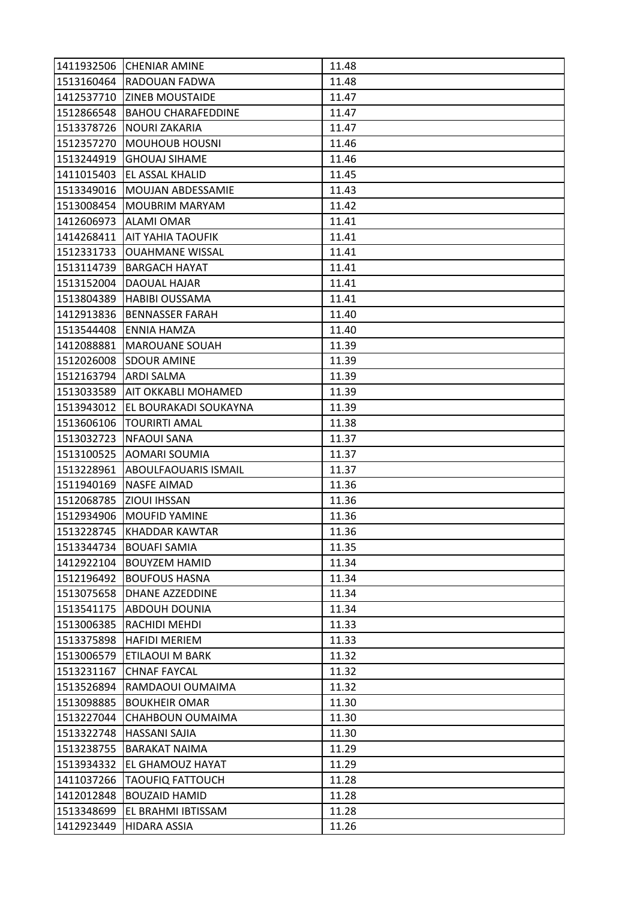| | | |
|---|---|---|
| 1411932506 | CHENIAR AMINE | 11.48 |
| 1513160464 | RADOUAN FADWA | 11.48 |
| 1412537710 | ZINEB MOUSTAIDE | 11.47 |
| 1512866548 | BAHOU CHARAFEDDINE | 11.47 |
| 1513378726 | NOURI ZAKARIA | 11.47 |
| 1512357270 | MOUHOUB HOUSNI | 11.46 |
| 1513244919 | GHOUAJ SIHAME | 11.46 |
| 1411015403 | EL ASSAL KHALID | 11.45 |
| 1513349016 | MOUJAN ABDESSAMIE | 11.43 |
| 1513008454 | MOUBRIM MARYAM | 11.42 |
| 1412606973 | ALAMI OMAR | 11.41 |
| 1414268411 | AIT YAHIA TAOUFIK | 11.41 |
| 1512331733 | OUAHMANE WISSAL | 11.41 |
| 1513114739 | BARGACH HAYAT | 11.41 |
| 1513152004 | DAOUAL HAJAR | 11.41 |
| 1513804389 | HABIBI OUSSAMA | 11.41 |
| 1412913836 | BENNASSER FARAH | 11.40 |
| 1513544408 | ENNIA HAMZA | 11.40 |
| 1412088881 | MAROUANE SOUAH | 11.39 |
| 1512026008 | SDOUR AMINE | 11.39 |
| 1512163794 | ARDI SALMA | 11.39 |
| 1513033589 | AIT OKKABLI MOHAMED | 11.39 |
| 1513943012 | EL BOURAKADI SOUKAYNA | 11.39 |
| 1513606106 | TOURIRTI AMAL | 11.38 |
| 1513032723 | NFAOUI SANA | 11.37 |
| 1513100525 | AOMARI SOUMIA | 11.37 |
| 1513228961 | ABOULFAOUARIS ISMAIL | 11.37 |
| 1511940169 | NASFE AIMAD | 11.36 |
| 1512068785 | ZIOUI IHSSAN | 11.36 |
| 1512934906 | MOUFID YAMINE | 11.36 |
| 1513228745 | KHADDAR KAWTAR | 11.36 |
| 1513344734 | BOUAFI SAMIA | 11.35 |
| 1412922104 | BOUYZEM HAMID | 11.34 |
| 1512196492 | BOUFOUS HASNA | 11.34 |
| 1513075658 | DHANE AZZEDDINE | 11.34 |
| 1513541175 | ABDOUH DOUNIA | 11.34 |
| 1513006385 | RACHIDI MEHDI | 11.33 |
| 1513375898 | HAFIDI MERIEM | 11.33 |
| 1513006579 | ETILAOUI M BARK | 11.32 |
| 1513231167 | CHNAF FAYCAL | 11.32 |
| 1513526894 | RAMDAOUI OUMAIMA | 11.32 |
| 1513098885 | BOUKHEIR OMAR | 11.30 |
| 1513227044 | CHAHBOUN OUMAIMA | 11.30 |
| 1513322748 | HASSANI SAJIA | 11.30 |
| 1513238755 | BARAKAT NAIMA | 11.29 |
| 1513934332 | EL GHAMOUZ HAYAT | 11.29 |
| 1411037266 | TAOUFIQ FATTOUCH | 11.28 |
| 1412012848 | BOUZAID HAMID | 11.28 |
| 1513348699 | EL BRAHMI IBTISSAM | 11.28 |
| 1412923449 | HIDARA ASSIA | 11.26 |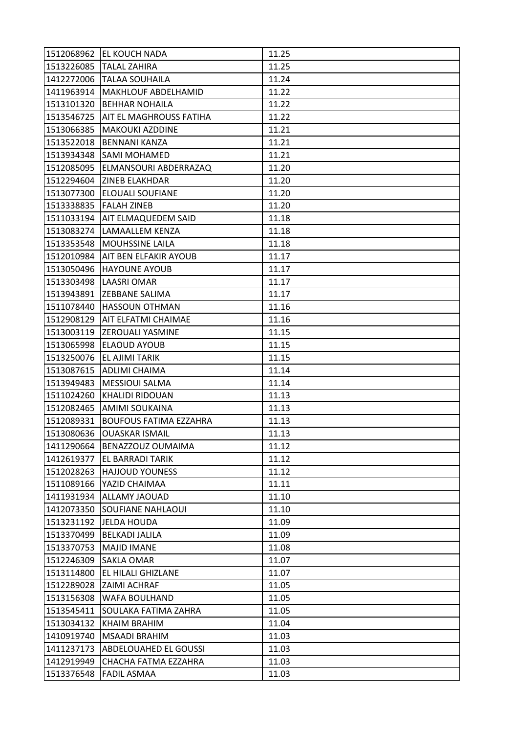| 1512068962 | EL KOUCH NADA | 11.25 |
|---|---|---|
| 1513226085 | TALAL ZAHIRA | 11.25 |
| 1412272006 | TALAA SOUHAILA | 11.24 |
| 1411963914 | MAKHLOUF ABDELHAMID | 11.22 |
| 1513101320 | BEHHAR NOHAILA | 11.22 |
| 1513546725 | AIT EL MAGHROUSS FATIHA | 11.22 |
| 1513066385 | MAKOUKI AZDDINE | 11.21 |
| 1513522018 | BENNANI KANZA | 11.21 |
| 1513934348 | SAMI MOHAMED | 11.21 |
| 1512085095 | ELMANSOURI ABDERRAZAQ | 11.20 |
| 1512294604 | ZINEB ELAKHDAR | 11.20 |
| 1513077300 | ELOUALI SOUFIANE | 11.20 |
| 1513338835 | FALAH ZINEB | 11.20 |
| 1511033194 | AIT ELMAQUEDEM SAID | 11.18 |
| 1513083274 | LAMAALLEM KENZA | 11.18 |
| 1513353548 | MOUHSSINE LAILA | 11.18 |
| 1512010984 | AIT BEN ELFAKIR AYOUB | 11.17 |
| 1513050496 | HAYOUNE AYOUB | 11.17 |
| 1513303498 | LAASRI OMAR | 11.17 |
| 1513943891 | ZEBBANE SALIMA | 11.17 |
| 1511078440 | HASSOUN OTHMAN | 11.16 |
| 1512908129 | AIT ELFATMI CHAIMAE | 11.16 |
| 1513003119 | ZEROUALI YASMINE | 11.15 |
| 1513065998 | ELAOUD AYOUB | 11.15 |
| 1513250076 | EL AJIMI TARIK | 11.15 |
| 1513087615 | ADLIMI CHAIMA | 11.14 |
| 1513949483 | MESSIOUI SALMA | 11.14 |
| 1511024260 | KHALIDI RIDOUAN | 11.13 |
| 1512082465 | AMIMI SOUKAINA | 11.13 |
| 1512089331 | BOUFOUS FATIMA EZZAHRA | 11.13 |
| 1513080636 | OUASKAR ISMAIL | 11.13 |
| 1411290664 | BENAZZOUZ OUMAIMA | 11.12 |
| 1412619377 | EL BARRADI TARIK | 11.12 |
| 1512028263 | HAJJOUD YOUNESS | 11.12 |
| 1511089166 | YAZID CHAIMAA | 11.11 |
| 1411931934 | ALLAMY JAOUAD | 11.10 |
| 1412073350 | SOUFIANE NAHLAOUI | 11.10 |
| 1513231192 | JELDA HOUDA | 11.09 |
| 1513370499 | BELKADI JALILA | 11.09 |
| 1513370753 | MAJID IMANE | 11.08 |
| 1512246309 | SAKLA OMAR | 11.07 |
| 1513114800 | EL HILALI GHIZLANE | 11.07 |
| 1512289028 | ZAIMI ACHRAF | 11.05 |
| 1513156308 | WAFA BOULHAND | 11.05 |
| 1513545411 | SOULAKA FATIMA ZAHRA | 11.05 |
| 1513034132 | KHAIM BRAHIM | 11.04 |
| 1410919740 | MSAADI BRAHIM | 11.03 |
| 1411237173 | ABDELOUAHED EL GOUSSI | 11.03 |
| 1412919949 | CHACHA FATMA EZZAHRA | 11.03 |
| 1513376548 | FADIL ASMAA | 11.03 |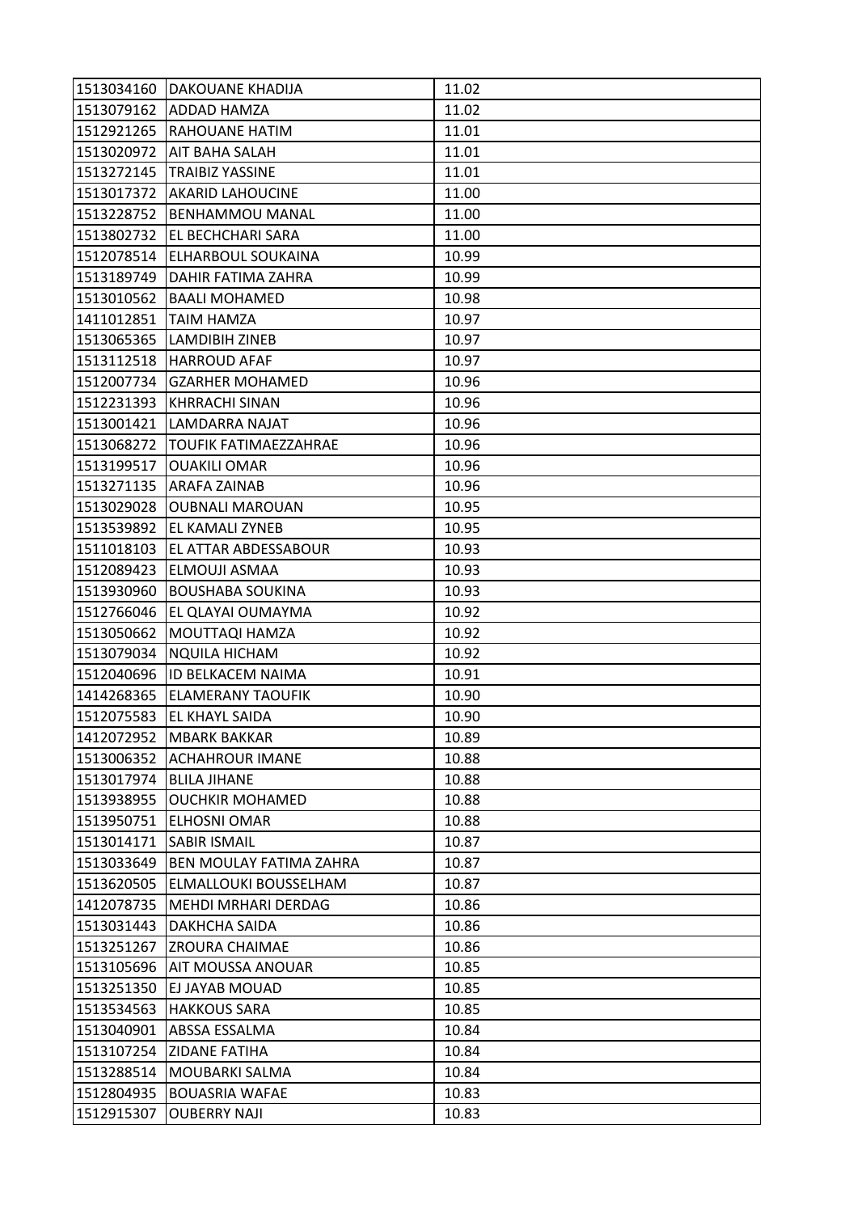| 1513034160 | DAKOUANE KHADIJA | 11.02 |
|---|---|---|
| 1513079162 | ADDAD HAMZA | 11.02 |
| 1512921265 | RAHOUANE HATIM | 11.01 |
| 1513020972 | AIT BAHA SALAH | 11.01 |
| 1513272145 | TRAIBIZ YASSINE | 11.01 |
| 1513017372 | AKARID LAHOUCINE | 11.00 |
| 1513228752 | BENHAMMOU MANAL | 11.00 |
| 1513802732 | EL BECHCHARI SARA | 11.00 |
| 1512078514 | ELHARBOUL SOUKAINA | 10.99 |
| 1513189749 | DAHIR FATIMA ZAHRA | 10.99 |
| 1513010562 | BAALI MOHAMED | 10.98 |
| 1411012851 | TAIM HAMZA | 10.97 |
| 1513065365 | LAMDIBIH ZINEB | 10.97 |
| 1513112518 | HARROUD AFAF | 10.97 |
| 1512007734 | GZARHER MOHAMED | 10.96 |
| 1512231393 | KHRRACHI SINAN | 10.96 |
| 1513001421 | LAMDARRA NAJAT | 10.96 |
| 1513068272 | TOUFIK FATIMAEZZAHRAE | 10.96 |
| 1513199517 | OUAKILI OMAR | 10.96 |
| 1513271135 | ARAFA ZAINAB | 10.96 |
| 1513029028 | OUBNALI MAROUAN | 10.95 |
| 1513539892 | EL KAMALI ZYNEB | 10.95 |
| 1511018103 | EL ATTAR ABDESSABOUR | 10.93 |
| 1512089423 | ELMOUJI ASMAA | 10.93 |
| 1513930960 | BOUSHABA SOUKINA | 10.93 |
| 1512766046 | EL QLAYAI OUMAYMA | 10.92 |
| 1513050662 | MOUTTAQI HAMZA | 10.92 |
| 1513079034 | NQUILA HICHAM | 10.92 |
| 1512040696 | ID BELKACEM NAIMA | 10.91 |
| 1414268365 | ELAMERANY TAOUFIK | 10.90 |
| 1512075583 | EL KHAYL SAIDA | 10.90 |
| 1412072952 | MBARK BAKKAR | 10.89 |
| 1513006352 | ACHAHROUR IMANE | 10.88 |
| 1513017974 | BLILA JIHANE | 10.88 |
| 1513938955 | OUCHKIR MOHAMED | 10.88 |
| 1513950751 | ELHOSNI OMAR | 10.88 |
| 1513014171 | SABIR ISMAIL | 10.87 |
| 1513033649 | BEN MOULAY FATIMA ZAHRA | 10.87 |
| 1513620505 | ELMALLOUKI BOUSSELHAM | 10.87 |
| 1412078735 | MEHDI MRHARI DERDAG | 10.86 |
| 1513031443 | DAKHCHA SAIDA | 10.86 |
| 1513251267 | ZROURA CHAIMAE | 10.86 |
| 1513105696 | AIT MOUSSA ANOUAR | 10.85 |
| 1513251350 | EJ JAYAB MOUAD | 10.85 |
| 1513534563 | HAKKOUS SARA | 10.85 |
| 1513040901 | ABSSA ESSALMA | 10.84 |
| 1513107254 | ZIDANE FATIHA | 10.84 |
| 1513288514 | MOUBARKI SALMA | 10.84 |
| 1512804935 | BOUASRIA WAFAE | 10.83 |
| 1512915307 | OUBERRY NAJI | 10.83 |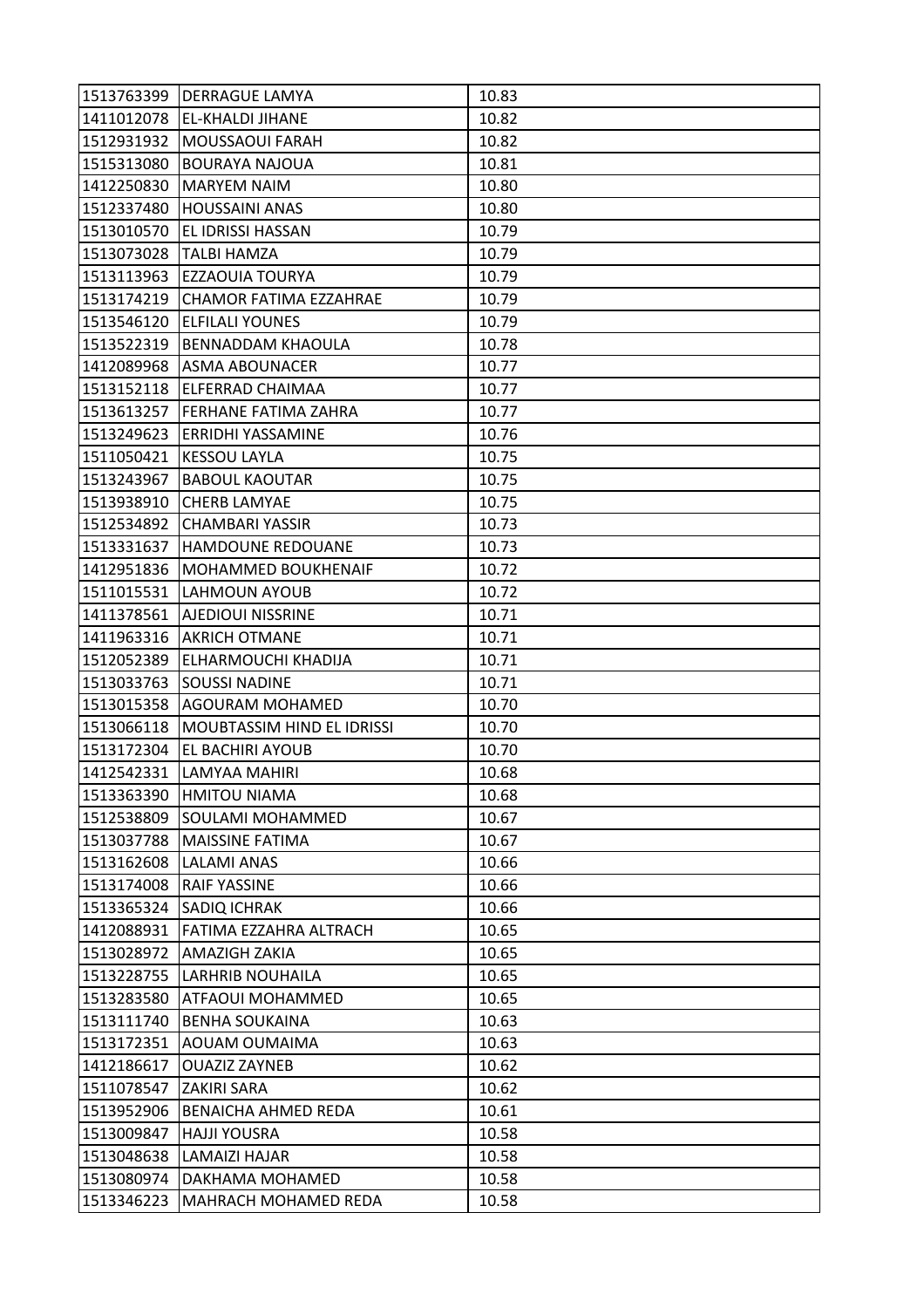| | | |
|---|---|---|
| 1513763399 | DERRAGUE LAMYA | 10.83 |
| 1411012078 | EL-KHALDI JIHANE | 10.82 |
| 1512931932 | MOUSSAOUI FARAH | 10.82 |
| 1515313080 | BOURAYA NAJOUA | 10.81 |
| 1412250830 | MARYEM NAIM | 10.80 |
| 1512337480 | HOUSSAINI ANAS | 10.80 |
| 1513010570 | EL IDRISSI HASSAN | 10.79 |
| 1513073028 | TALBI HAMZA | 10.79 |
| 1513113963 | EZZAOUIA TOURYA | 10.79 |
| 1513174219 | CHAMOR FATIMA EZZAHRAE | 10.79 |
| 1513546120 | ELFILALI YOUNES | 10.79 |
| 1513522319 | BENNADDAM KHAOULA | 10.78 |
| 1412089968 | ASMA ABOUNACER | 10.77 |
| 1513152118 | ELFERRAD CHAIMAA | 10.77 |
| 1513613257 | FERHANE FATIMA ZAHRA | 10.77 |
| 1513249623 | ERRIDHI YASSAMINE | 10.76 |
| 1511050421 | KESSOU LAYLA | 10.75 |
| 1513243967 | BABOUL KAOUTAR | 10.75 |
| 1513938910 | CHERB LAMYAE | 10.75 |
| 1512534892 | CHAMBARI YASSIR | 10.73 |
| 1513331637 | HAMDOUNE REDOUANE | 10.73 |
| 1412951836 | MOHAMMED BOUKHENAIF | 10.72 |
| 1511015531 | LAHMOUN AYOUB | 10.72 |
| 1411378561 | AJEDIOUI NISSRINE | 10.71 |
| 1411963316 | AKRICH OTMANE | 10.71 |
| 1512052389 | ELHARMOUCHI KHADIJA | 10.71 |
| 1513033763 | SOUSSI NADINE | 10.71 |
| 1513015358 | AGOURAM MOHAMED | 10.70 |
| 1513066118 | MOUBTASSIM HIND EL IDRISSI | 10.70 |
| 1513172304 | EL BACHIRI AYOUB | 10.70 |
| 1412542331 | LAMYAA MAHIRI | 10.68 |
| 1513363390 | HMITOU NIAMA | 10.68 |
| 1512538809 | SOULAMI MOHAMMED | 10.67 |
| 1513037788 | MAISSINE FATIMA | 10.67 |
| 1513162608 | LALAMI ANAS | 10.66 |
| 1513174008 | RAIF YASSINE | 10.66 |
| 1513365324 | SADIQ ICHRAK | 10.66 |
| 1412088931 | FATIMA EZZAHRA ALTRACH | 10.65 |
| 1513028972 | AMAZIGH ZAKIA | 10.65 |
| 1513228755 | LARHRIB NOUHAILA | 10.65 |
| 1513283580 | ATFAOUI MOHAMMED | 10.65 |
| 1513111740 | BENHA SOUKAINA | 10.63 |
| 1513172351 | AOUAM OUMAIMA | 10.63 |
| 1412186617 | OUAZIZ ZAYNEB | 10.62 |
| 1511078547 | ZAKIRI SARA | 10.62 |
| 1513952906 | BENAICHA AHMED REDA | 10.61 |
| 1513009847 | HAJJI YOUSRA | 10.58 |
| 1513048638 | LAMAIZI HAJAR | 10.58 |
| 1513080974 | DAKHAMA MOHAMED | 10.58 |
| 1513346223 | MAHRACH MOHAMED REDA | 10.58 |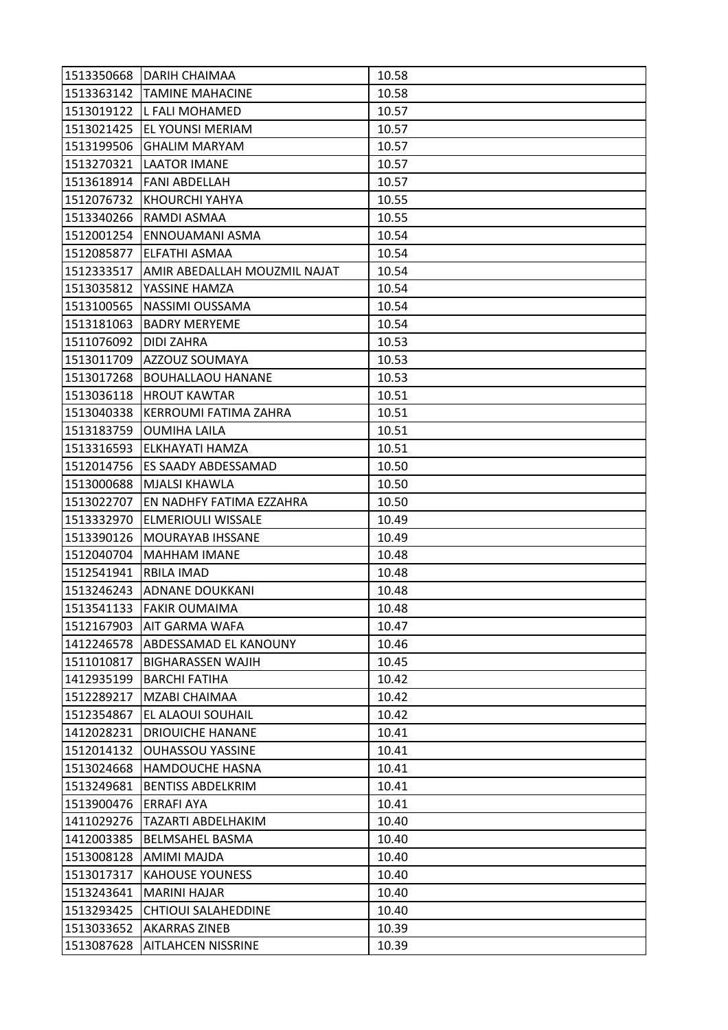| | | |
|---|---|---|
| 1513350668 | DARIH CHAIMAA | 10.58 |
| 1513363142 | TAMINE MAHACINE | 10.58 |
| 1513019122 | L FALI MOHAMED | 10.57 |
| 1513021425 | EL YOUNSI MERIAM | 10.57 |
| 1513199506 | GHALIM MARYAM | 10.57 |
| 1513270321 | LAATOR IMANE | 10.57 |
| 1513618914 | FANI ABDELLAH | 10.57 |
| 1512076732 | KHOURCHI YAHYA | 10.55 |
| 1513340266 | RAMDI ASMAA | 10.55 |
| 1512001254 | ENNOUAMANI ASMA | 10.54 |
| 1512085877 | ELFATHI ASMAA | 10.54 |
| 1512333517 | AMIR ABEDALLAH MOUZMIL NAJAT | 10.54 |
| 1513035812 | YASSINE HAMZA | 10.54 |
| 1513100565 | NASSIMI OUSSAMA | 10.54 |
| 1513181063 | BADRY MERYEME | 10.54 |
| 1511076092 | DIDI ZAHRA | 10.53 |
| 1513011709 | AZZOUZ SOUMAYA | 10.53 |
| 1513017268 | BOUHALLAOU HANANE | 10.53 |
| 1513036118 | HROUT KAWTAR | 10.51 |
| 1513040338 | KERROUMI FATIMA ZAHRA | 10.51 |
| 1513183759 | OUMIHA LAILA | 10.51 |
| 1513316593 | ELKHAYATI HAMZA | 10.51 |
| 1512014756 | ES SAADY ABDESSAMAD | 10.50 |
| 1513000688 | MJALSI KHAWLA | 10.50 |
| 1513022707 | EN NADHFY FATIMA EZZAHRA | 10.50 |
| 1513332970 | ELMERIOULI WISSALE | 10.49 |
| 1513390126 | MOURAYAB IHSSANE | 10.49 |
| 1512040704 | MAHHAM IMANE | 10.48 |
| 1512541941 | RBILA IMAD | 10.48 |
| 1513246243 | ADNANE DOUKKANI | 10.48 |
| 1513541133 | FAKIR OUMAIMA | 10.48 |
| 1512167903 | AIT GARMA WAFA | 10.47 |
| 1412246578 | ABDESSAMAD EL KANOUNY | 10.46 |
| 1511010817 | BIGHARASSEN WAJIH | 10.45 |
| 1412935199 | BARCHI FATIHA | 10.42 |
| 1512289217 | MZABI CHAIMAA | 10.42 |
| 1512354867 | EL ALAOUI SOUHAIL | 10.42 |
| 1412028231 | DRIOUICHE HANANE | 10.41 |
| 1512014132 | OUHASSOU YASSINE | 10.41 |
| 1513024668 | HAMDOUCHE HASNA | 10.41 |
| 1513249681 | BENTISS ABDELKRIM | 10.41 |
| 1513900476 | ERRAFI AYA | 10.41 |
| 1411029276 | TAZARTI ABDELHAKIM | 10.40 |
| 1412003385 | BELMSAHEL BASMA | 10.40 |
| 1513008128 | AMIMI MAJDA | 10.40 |
| 1513017317 | KAHOUSE YOUNESS | 10.40 |
| 1513243641 | MARINI HAJAR | 10.40 |
| 1513293425 | CHTIOUI SALAHEDDINE | 10.40 |
| 1513033652 | AKARRAS ZINEB | 10.39 |
| 1513087628 | AITLAHCEN NISSRINE | 10.39 |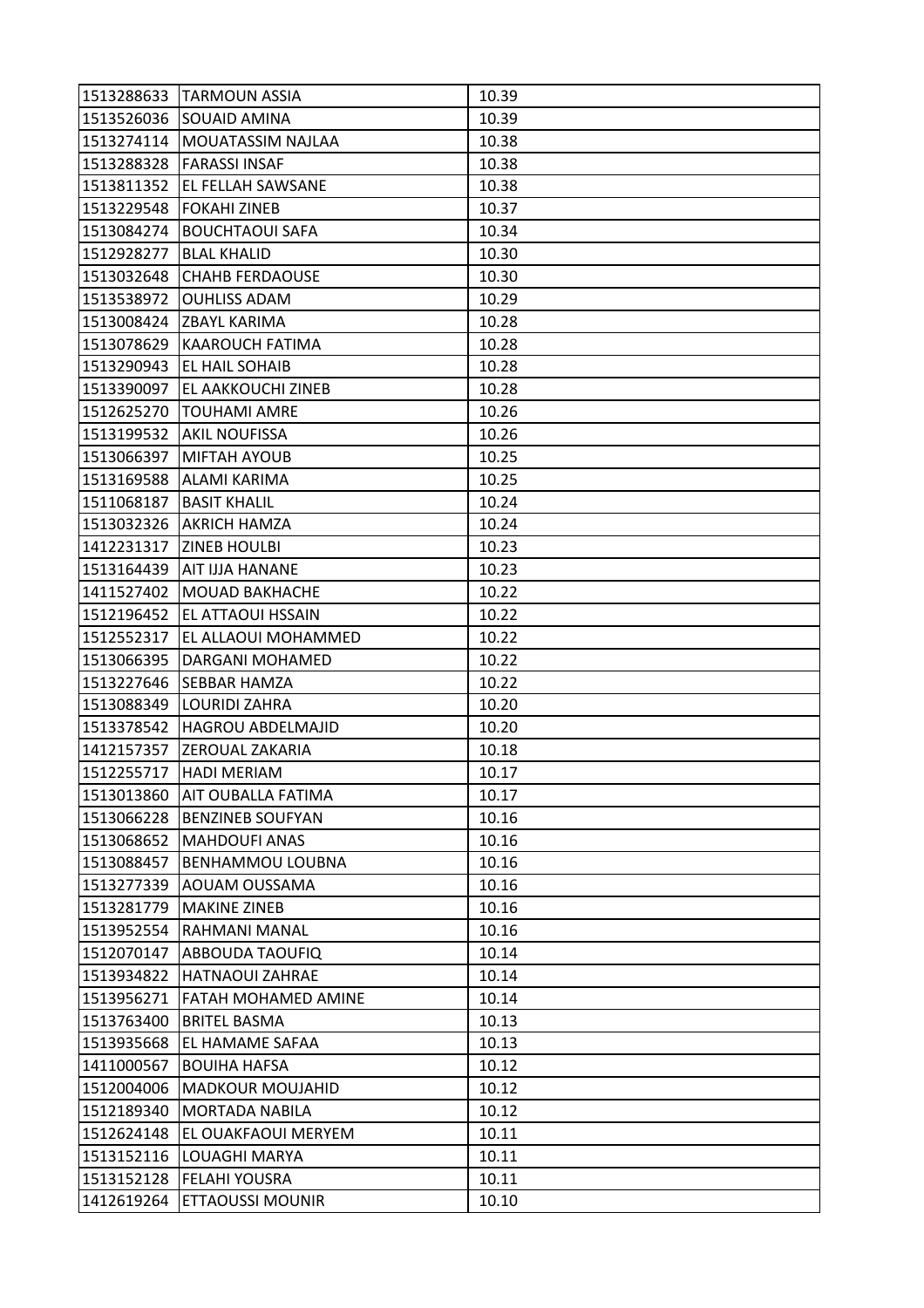| | | |
|---|---|---|
| 1513288633 | TARMOUN ASSIA | 10.39 |
| 1513526036 | SOUAID AMINA | 10.39 |
| 1513274114 | MOUATASSIM NAJLAA | 10.38 |
| 1513288328 | FARASSI INSAF | 10.38 |
| 1513811352 | EL FELLAH SAWSANE | 10.38 |
| 1513229548 | FOKAHI ZINEB | 10.37 |
| 1513084274 | BOUCHTAOUI SAFA | 10.34 |
| 1512928277 | BLAL KHALID | 10.30 |
| 1513032648 | CHAHB FERDAOUSE | 10.30 |
| 1513538972 | OUHLISS ADAM | 10.29 |
| 1513008424 | ZBAYL KARIMA | 10.28 |
| 1513078629 | KAAROUCH FATIMA | 10.28 |
| 1513290943 | EL HAIL SOHAIB | 10.28 |
| 1513390097 | EL AAKKOUCHI ZINEB | 10.28 |
| 1512625270 | TOUHAMI AMRE | 10.26 |
| 1513199532 | AKIL NOUFISSA | 10.26 |
| 1513066397 | MIFTAH AYOUB | 10.25 |
| 1513169588 | ALAMI KARIMA | 10.25 |
| 1511068187 | BASIT KHALIL | 10.24 |
| 1513032326 | AKRICH HAMZA | 10.24 |
| 1412231317 | ZINEB HOULBI | 10.23 |
| 1513164439 | AIT IJJA HANANE | 10.23 |
| 1411527402 | MOUAD BAKHACHE | 10.22 |
| 1512196452 | EL ATTAOUI HSSAIN | 10.22 |
| 1512552317 | EL ALLAOUI MOHAMMED | 10.22 |
| 1513066395 | DARGANI MOHAMED | 10.22 |
| 1513227646 | SEBBAR HAMZA | 10.22 |
| 1513088349 | LOURIDI ZAHRA | 10.20 |
| 1513378542 | HAGROU ABDELMAJID | 10.20 |
| 1412157357 | ZEROUAL ZAKARIA | 10.18 |
| 1512255717 | HADI MERIAM | 10.17 |
| 1513013860 | AIT OUBALLA FATIMA | 10.17 |
| 1513066228 | BENZINEB SOUFYAN | 10.16 |
| 1513068652 | MAHDOUFI ANAS | 10.16 |
| 1513088457 | BENHAMMOU LOUBNA | 10.16 |
| 1513277339 | AOUAM OUSSAMA | 10.16 |
| 1513281779 | MAKINE ZINEB | 10.16 |
| 1513952554 | RAHMANI MANAL | 10.16 |
| 1512070147 | ABBOUDA TAOUFIQ | 10.14 |
| 1513934822 | HATNAOUI ZAHRAE | 10.14 |
| 1513956271 | FATAH MOHAMED AMINE | 10.14 |
| 1513763400 | BRITEL BASMA | 10.13 |
| 1513935668 | EL HAMAME SAFAA | 10.13 |
| 1411000567 | BOUIHA HAFSA | 10.12 |
| 1512004006 | MADKOUR MOUJAHID | 10.12 |
| 1512189340 | MORTADA NABILA | 10.12 |
| 1512624148 | EL OUAKFAOUI MERYEM | 10.11 |
| 1513152116 | LOUAGHI MARYA | 10.11 |
| 1513152128 | FELAHI YOUSRA | 10.11 |
| 1412619264 | ETTAOUSSI MOUNIR | 10.10 |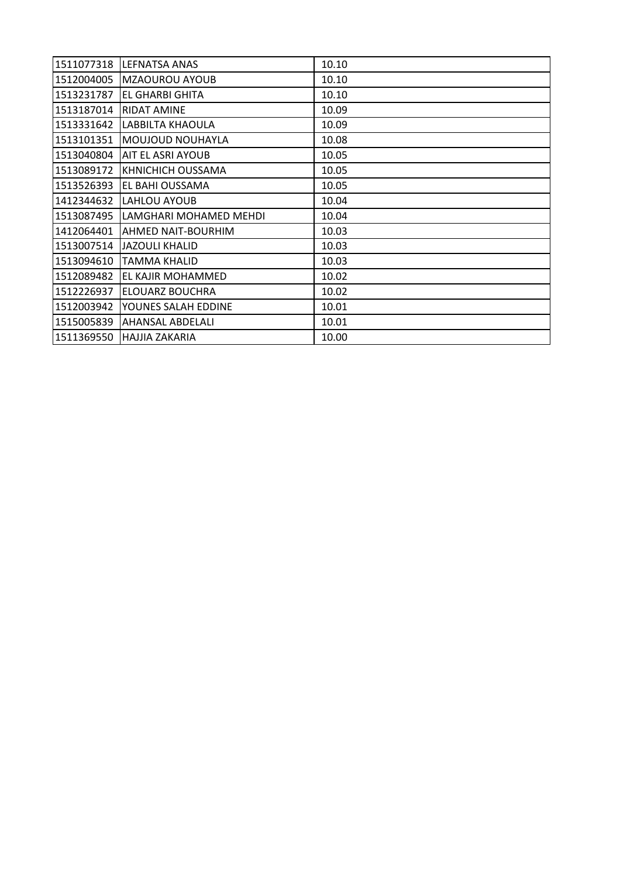| | | |
|---|---|---|
| 1511077318 | LEFNATSA ANAS | 10.10 |
| 1512004005 | MZAOUROU AYOUB | 10.10 |
| 1513231787 | EL GHARBI GHITA | 10.10 |
| 1513187014 | RIDAT AMINE | 10.09 |
| 1513331642 | LABBILTA KHAOULA | 10.09 |
| 1513101351 | MOUJOUD NOUHAYLA | 10.08 |
| 1513040804 | AIT EL ASRI AYOUB | 10.05 |
| 1513089172 | KHNICHICH OUSSAMA | 10.05 |
| 1513526393 | EL BAHI OUSSAMA | 10.05 |
| 1412344632 | LAHLOU AYOUB | 10.04 |
| 1513087495 | LAMGHARI MOHAMED MEHDI | 10.04 |
| 1412064401 | AHMED NAIT-BOURHIM | 10.03 |
| 1513007514 | JAZOULI KHALID | 10.03 |
| 1513094610 | TAMMA KHALID | 10.03 |
| 1512089482 | EL KAJIR MOHAMMED | 10.02 |
| 1512226937 | ELOUARZ BOUCHRA | 10.02 |
| 1512003942 | YOUNES SALAH EDDINE | 10.01 |
| 1515005839 | AHANSAL ABDELALI | 10.01 |
| 1511369550 | HAJJIA ZAKARIA | 10.00 |